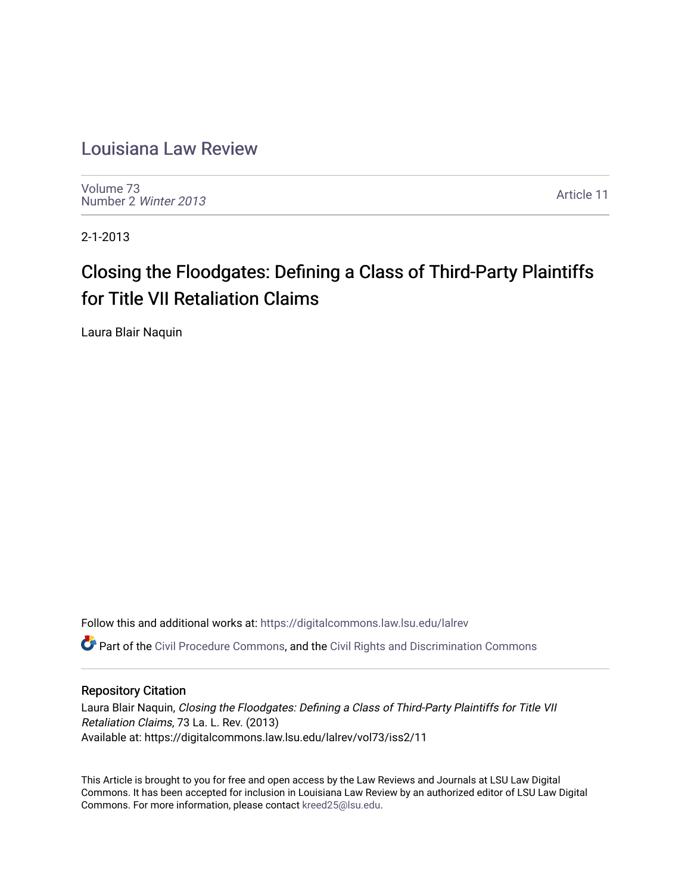# Louisiana Law Review

Volume 73
Number 2 *Winter 2013*

Article 11

2-1-2013

## Closing the Floodgates: Defining a Class of Third-Party Plaintiffs for Title VII Retaliation Claims

Laura Blair Naquin

Follow this and additional works at: https://digitalcommons.law.lsu.edu/lalrev

Part of the Civil Procedure Commons, and the Civil Rights and Discrimination Commons

### Repository Citation

Laura Blair Naquin, *Closing the Floodgates: Defining a Class of Third-Party Plaintiffs for Title VII Retaliation Claims*, 73 La. L. Rev. (2013)
Available at: https://digitalcommons.law.lsu.edu/lalrev/vol73/iss2/11

This Article is brought to you for free and open access by the Law Reviews and Journals at LSU Law Digital Commons. It has been accepted for inclusion in Louisiana Law Review by an authorized editor of LSU Law Digital Commons. For more information, please contact kreed25@lsu.edu.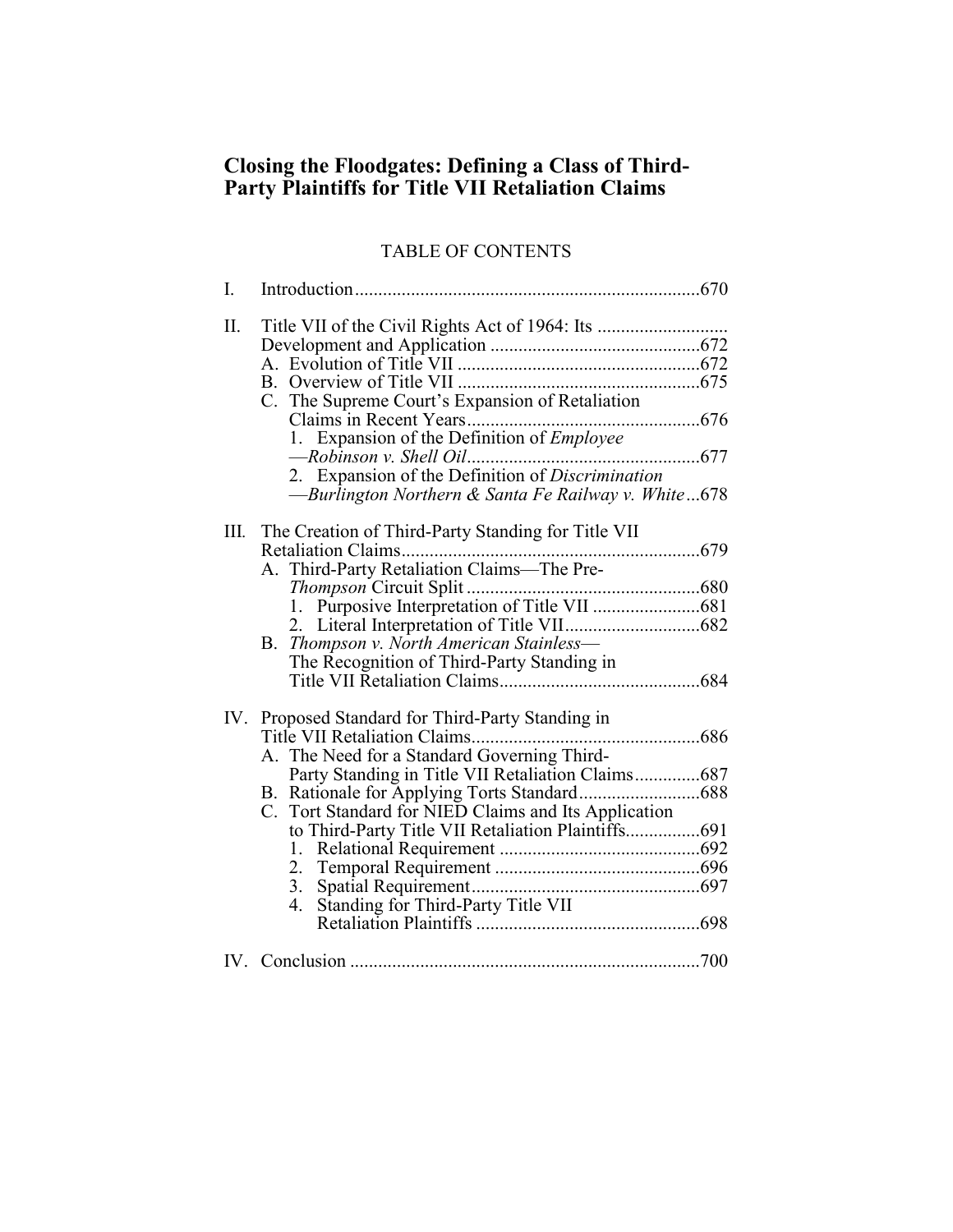# Closing the Floodgates: Defining a Class of Third-Party Plaintiffs for Title VII Retaliation Claims

## TABLE OF CONTENTS

I. Introduction ....................................................................670

II. Title VII of the Civil Rights Act of 1964: Its Development and Application ....................................672
   A. Evolution of Title VII ....................................................672
   B. Overview of Title VII ....................................................675
   C. The Supreme Court's Expansion of Retaliation Claims in Recent Years ...................................................676
      1. Expansion of the Definition of *Employee* —*Robinson v. Shell Oil* ..................................................677
      2. Expansion of the Definition of *Discrimination* —*Burlington Northern & Santa Fe Railway v. White*...678

III. The Creation of Third-Party Standing for Title VII Retaliation Claims.................................................................679
   A. Third-Party Retaliation Claims—The Pre-*Thompson* Circuit Split ..................................................680
      1. Purposive Interpretation of Title VII .......................681
      2. Literal Interpretation of Title VII.............................682
   B. *Thompson v. North American Stainless*—The Recognition of Third-Party Standing in Title VII Retaliation Claims...........................................684

IV. Proposed Standard for Third-Party Standing in Title VII Retaliation Claims.................................................686
   A. The Need for a Standard Governing Third-Party Standing in Title VII Retaliation Claims..............687
   B. Rationale for Applying Torts Standard..........................688
   C. Tort Standard for NIED Claims and Its Application to Third-Party Title VII Retaliation Plaintiffs................691
      1. Relational Requirement ...........................................692
      2. Temporal Requirement ............................................696
      3. Spatial Requirement.................................................697
      4. Standing for Third-Party Title VII Retaliation Plaintiffs ................................................698

IV. Conclusion ...........................................................................700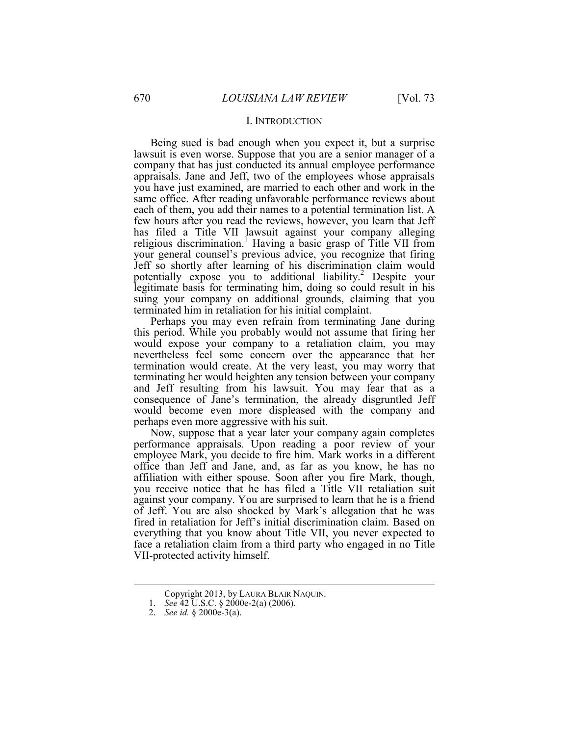## I. INTRODUCTION

Being sued is bad enough when you expect it, but a surprise lawsuit is even worse. Suppose that you are a senior manager of a company that has just conducted its annual employee performance appraisals. Jane and Jeff, two of the employees whose appraisals you have just examined, are married to each other and work in the same office. After reading unfavorable performance reviews about each of them, you add their names to a potential termination list. A few hours after you read the reviews, however, you learn that Jeff has filed a Title VII lawsuit against your company alleging religious discrimination.[1] Having a basic grasp of Title VII from your general counsel's previous advice, you recognize that firing Jeff so shortly after learning of his discrimination claim would potentially expose you to additional liability.[2] Despite your legitimate basis for terminating him, doing so could result in his suing your company on additional grounds, claiming that you terminated him in retaliation for his initial complaint.

Perhaps you may even refrain from terminating Jane during this period. While you probably would not assume that firing her would expose your company to a retaliation claim, you may nevertheless feel some concern over the appearance that her termination would create. At the very least, you may worry that terminating her would heighten any tension between your company and Jeff resulting from his lawsuit. You may fear that as a consequence of Jane's termination, the already disgruntled Jeff would become even more displeased with the company and perhaps even more aggressive with his suit.

Now, suppose that a year later your company again completes performance appraisals. Upon reading a poor review of your employee Mark, you decide to fire him. Mark works in a different office than Jeff and Jane, and, as far as you know, he has no affiliation with either spouse. Soon after you fire Mark, though, you receive notice that he has filed a Title VII retaliation suit against your company. You are surprised to learn that he is a friend of Jeff. You are also shocked by Mark's allegation that he was fired in retaliation for Jeff's initial discrimination claim. Based on everything that you know about Title VII, you never expected to face a retaliation claim from a third party who engaged in no Title VII-protected activity himself.

---

Copyright 2013, by LAURA BLAIR NAQUIN.

1. *See* 42 U.S.C. § 2000e-2(a) (2006).

2. *See id.* § 2000e-3(a).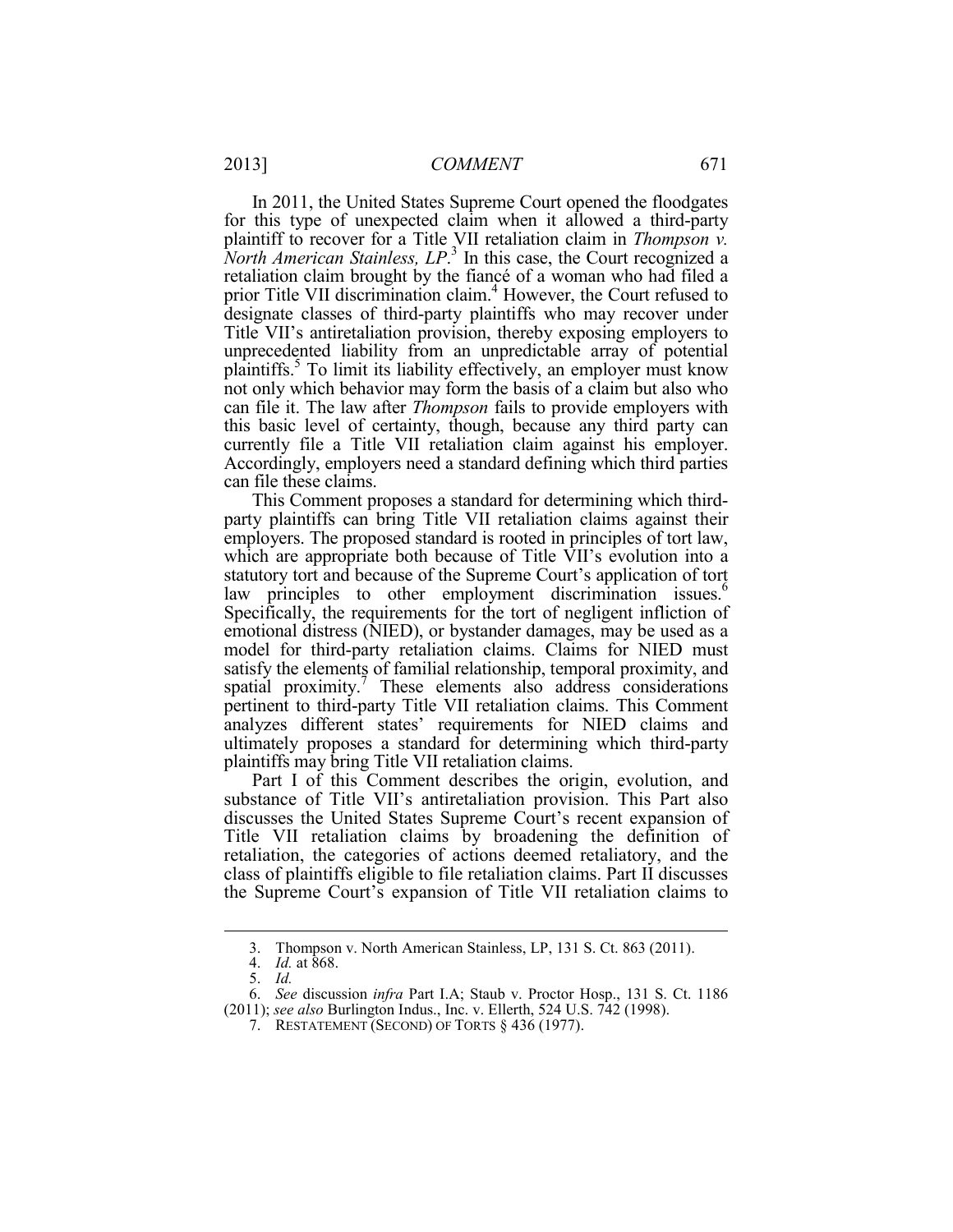In 2011, the United States Supreme Court opened the floodgates for this type of unexpected claim when it allowed a third-party plaintiff to recover for a Title VII retaliation claim in *Thompson v. North American Stainless, LP*.[3] In this case, the Court recognized a retaliation claim brought by the fiancé of a woman who had filed a prior Title VII discrimination claim.[4] However, the Court refused to designate classes of third-party plaintiffs who may recover under Title VII's antiretaliation provision, thereby exposing employers to unprecedented liability from an unpredictable array of potential plaintiffs.[5] To limit its liability effectively, an employer must know not only which behavior may form the basis of a claim but also who can file it. The law after *Thompson* fails to provide employers with this basic level of certainty, though, because any third party can currently file a Title VII retaliation claim against his employer. Accordingly, employers need a standard defining which third parties can file these claims.

This Comment proposes a standard for determining which third-party plaintiffs can bring Title VII retaliation claims against their employers. The proposed standard is rooted in principles of tort law, which are appropriate both because of Title VII's evolution into a statutory tort and because of the Supreme Court's application of tort law principles to other employment discrimination issues.[6] Specifically, the requirements for the tort of negligent infliction of emotional distress (NIED), or bystander damages, may be used as a model for third-party retaliation claims. Claims for NIED must satisfy the elements of familial relationship, temporal proximity, and spatial proximity.[7] These elements also address considerations pertinent to third-party Title VII retaliation claims. This Comment analyzes different states' requirements for NIED claims and ultimately proposes a standard for determining which third-party plaintiffs may bring Title VII retaliation claims.

Part I of this Comment describes the origin, evolution, and substance of Title VII's antiretaliation provision. This Part also discusses the United States Supreme Court's recent expansion of Title VII retaliation claims by broadening the definition of retaliation, the categories of actions deemed retaliatory, and the class of plaintiffs eligible to file retaliation claims. Part II discusses the Supreme Court's expansion of Title VII retaliation claims to

---

3. Thompson v. North American Stainless, LP, 131 S. Ct. 863 (2011).

4. *Id.* at 868.

5. *Id.*

6. *See* discussion *infra* Part I.A; Staub v. Proctor Hosp., 131 S. Ct. 1186 (2011); *see also* Burlington Indus., Inc. v. Ellerth, 524 U.S. 742 (1998).

7. RESTATEMENT (SECOND) OF TORTS § 436 (1977).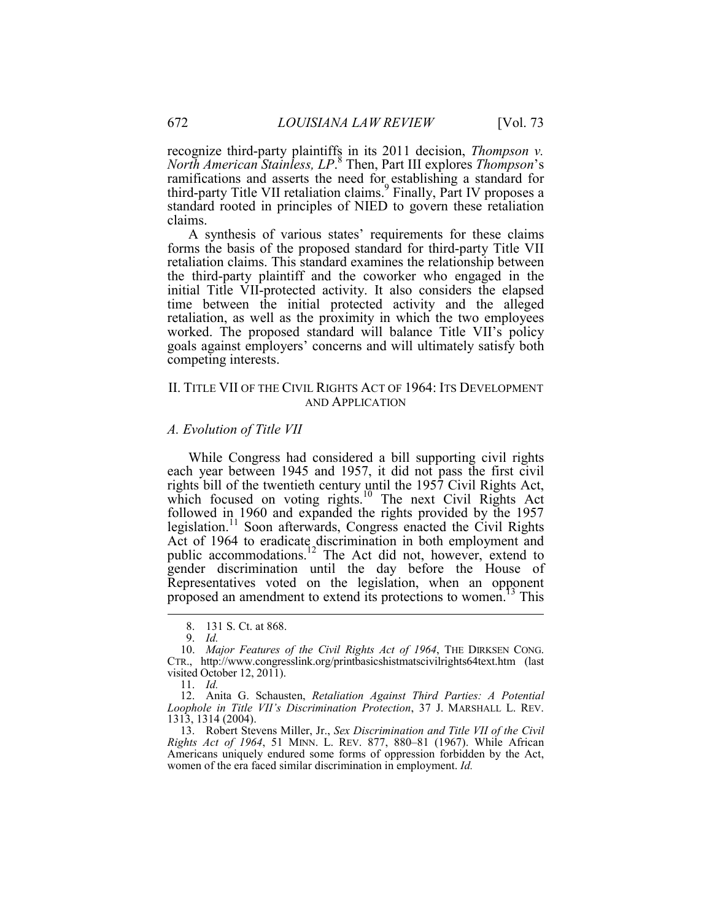recognize third-party plaintiffs in its 2011 decision, *Thompson v. North American Stainless, LP*.[8] Then, Part III explores *Thompson*'s ramifications and asserts the need for establishing a standard for third-party Title VII retaliation claims.[9] Finally, Part IV proposes a standard rooted in principles of NIED to govern these retaliation claims.

A synthesis of various states' requirements for these claims forms the basis of the proposed standard for third-party Title VII retaliation claims. This standard examines the relationship between the third-party plaintiff and the coworker who engaged in the initial Title VII-protected activity. It also considers the elapsed time between the initial protected activity and the alleged retaliation, as well as the proximity in which the two employees worked. The proposed standard will balance Title VII's policy goals against employers' concerns and will ultimately satisfy both competing interests.

## II. TITLE VII OF THE CIVIL RIGHTS ACT OF 1964: ITS DEVELOPMENT AND APPLICATION

### *A. Evolution of Title VII*

While Congress had considered a bill supporting civil rights each year between 1945 and 1957, it did not pass the first civil rights bill of the twentieth century until the 1957 Civil Rights Act, which focused on voting rights.[10] The next Civil Rights Act followed in 1960 and expanded the rights provided by the 1957 legislation.[11] Soon afterwards, Congress enacted the Civil Rights Act of 1964 to eradicate discrimination in both employment and public accommodations.[12] The Act did not, however, extend to gender discrimination until the day before the House of Representatives voted on the legislation, when an opponent proposed an amendment to extend its protections to women.[13] This

---

8. 131 S. Ct. at 868.

9. *Id.*

10. *Major Features of the Civil Rights Act of 1964*, THE DIRKSEN CONG. CTR., http://www.congresslink.org/printbasicshistmatscivilrights64text.htm (last visited October 12, 2011).

11. *Id.*

12. Anita G. Schausten, *Retaliation Against Third Parties: A Potential Loophole in Title VII's Discrimination Protection*, 37 J. MARSHALL L. REV. 1313, 1314 (2004).

13. Robert Stevens Miller, Jr., *Sex Discrimination and Title VII of the Civil Rights Act of 1964*, 51 MINN. L. REV. 877, 880–81 (1967). While African Americans uniquely endured some forms of oppression forbidden by the Act, women of the era faced similar discrimination in employment. *Id.*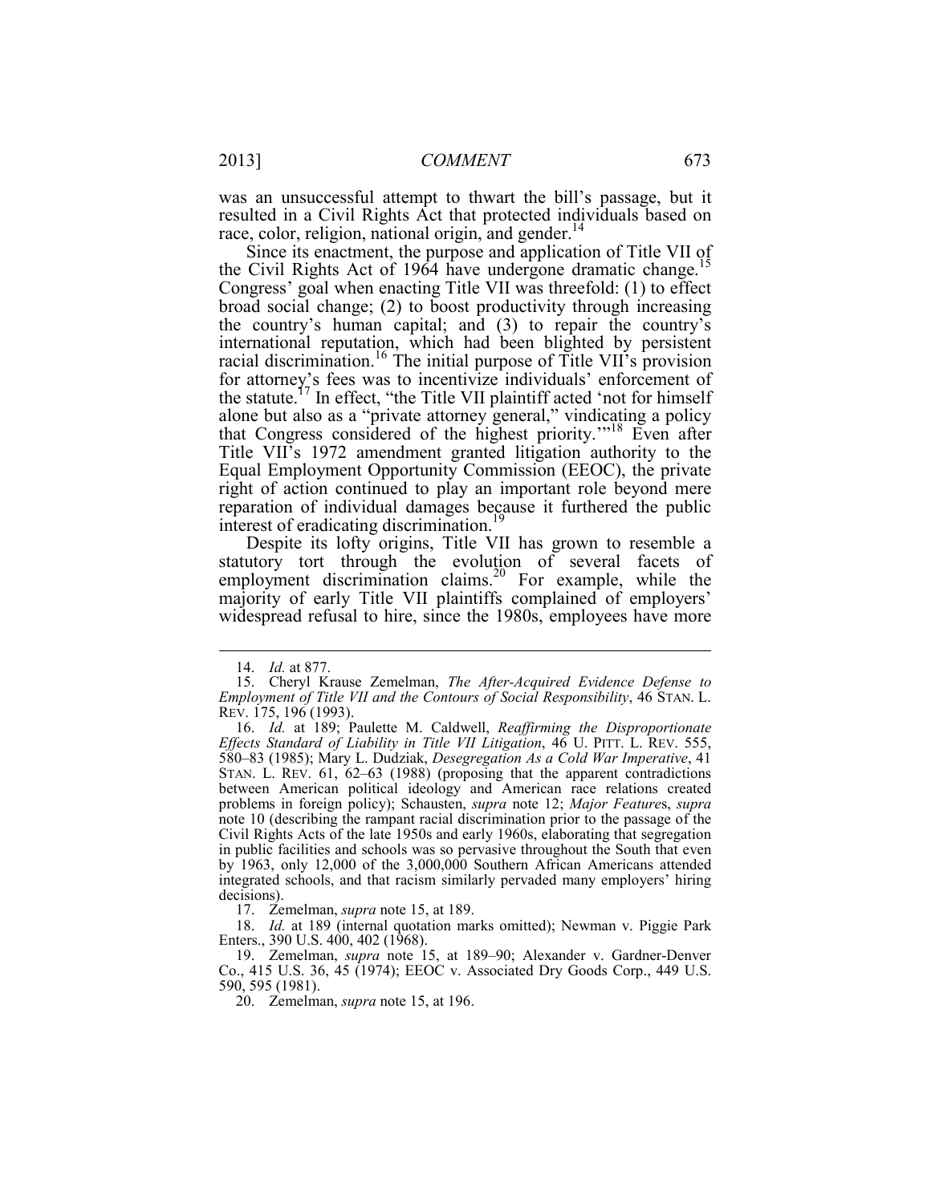was an unsuccessful attempt to thwart the bill's passage, but it resulted in a Civil Rights Act that protected individuals based on race, color, religion, national origin, and gender.[14]

Since its enactment, the purpose and application of Title VII of the Civil Rights Act of 1964 have undergone dramatic change.[15] Congress' goal when enacting Title VII was threefold: (1) to effect broad social change; (2) to boost productivity through increasing the country's human capital; and (3) to repair the country's international reputation, which had been blighted by persistent racial discrimination.[16] The initial purpose of Title VII's provision for attorney's fees was to incentivize individuals' enforcement of the statute.[17] In effect, "the Title VII plaintiff acted 'not for himself alone but also as a "private attorney general," vindicating a policy that Congress considered of the highest priority.'"[18] Even after Title VII's 1972 amendment granted litigation authority to the Equal Employment Opportunity Commission (EEOC), the private right of action continued to play an important role beyond mere reparation of individual damages because it furthered the public interest of eradicating discrimination.[19]

Despite its lofty origins, Title VII has grown to resemble a statutory tort through the evolution of several facets of employment discrimination claims.[20] For example, while the majority of early Title VII plaintiffs complained of employers' widespread refusal to hire, since the 1980s, employees have more

---

14. *Id.* at 877.

15. Cheryl Krause Zemelman, *The After-Acquired Evidence Defense to Employment of Title VII and the Contours of Social Responsibility*, 46 STAN. L. REV. 175, 196 (1993).

16. *Id.* at 189; Paulette M. Caldwell, *Reaffirming the Disproportionate Effects Standard of Liability in Title VII Litigation*, 46 U. PITT. L. REV. 555, 580–83 (1985); Mary L. Dudziak, *Desegregation As a Cold War Imperative*, 41 STAN. L. REV. 61, 62–63 (1988) (proposing that the apparent contradictions between American political ideology and American race relations created problems in foreign policy); Schausten, *supra* note 12; *Major Features*, *supra* note 10 (describing the rampant racial discrimination prior to the passage of the Civil Rights Acts of the late 1950s and early 1960s, elaborating that segregation in public facilities and schools was so pervasive throughout the South that even by 1963, only 12,000 of the 3,000,000 Southern African Americans attended integrated schools, and that racism similarly pervaded many employers' hiring decisions).

17. Zemelman, *supra* note 15, at 189.

18. *Id.* at 189 (internal quotation marks omitted); Newman v. Piggie Park Enters., 390 U.S. 400, 402 (1968).

19. Zemelman, *supra* note 15, at 189–90; Alexander v. Gardner-Denver Co., 415 U.S. 36, 45 (1974); EEOC v. Associated Dry Goods Corp., 449 U.S. 590, 595 (1981).

20. Zemelman, *supra* note 15, at 196.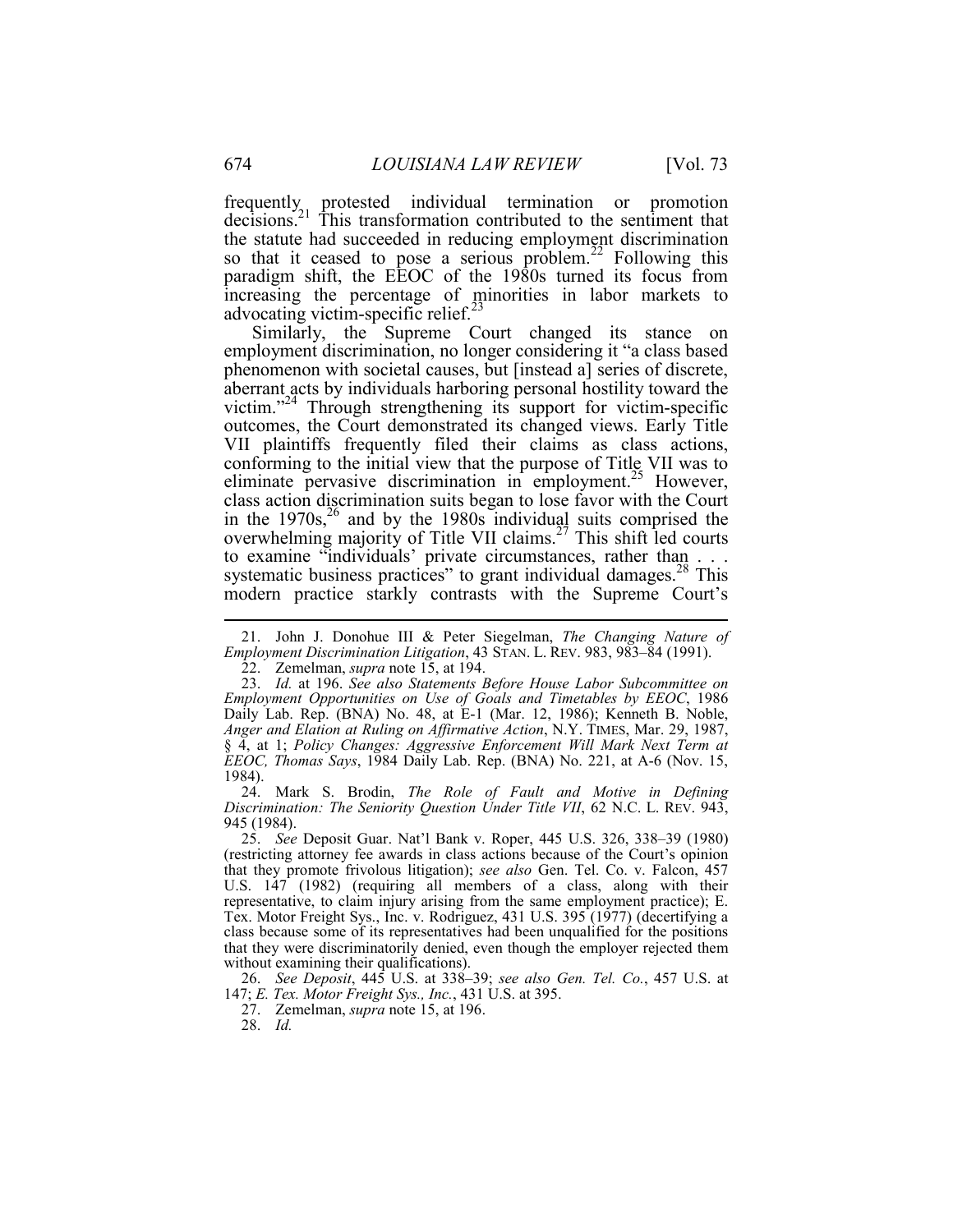frequently protested individual termination or promotion decisions.[21] This transformation contributed to the sentiment that the statute had succeeded in reducing employment discrimination so that it ceased to pose a serious problem.[22] Following this paradigm shift, the EEOC of the 1980s turned its focus from increasing the percentage of minorities in labor markets to advocating victim-specific relief.[23]

Similarly, the Supreme Court changed its stance on employment discrimination, no longer considering it "a class based phenomenon with societal causes, but [instead a] series of discrete, aberrant acts by individuals harboring personal hostility toward the victim."[24] Through strengthening its support for victim-specific outcomes, the Court demonstrated its changed views. Early Title VII plaintiffs frequently filed their claims as class actions, conforming to the initial view that the purpose of Title VII was to eliminate pervasive discrimination in employment.[25] However, class action discrimination suits began to lose favor with the Court in the 1970s,[26] and by the 1980s individual suits comprised the overwhelming majority of Title VII claims.[27] This shift led courts to examine "individuals' private circumstances, rather than . . . systematic business practices" to grant individual damages.[28] This modern practice starkly contrasts with the Supreme Court's

---

21. John J. Donohue III & Peter Siegelman, *The Changing Nature of Employment Discrimination Litigation*, 43 STAN. L. REV. 983, 983–84 (1991).

22. Zemelman, *supra* note 15, at 194.

23. *Id.* at 196. *See also Statements Before House Labor Subcommittee on Employment Opportunities on Use of Goals and Timetables by EEOC*, 1986 Daily Lab. Rep. (BNA) No. 48, at E-1 (Mar. 12, 1986); Kenneth B. Noble, *Anger and Elation at Ruling on Affirmative Action*, N.Y. TIMES, Mar. 29, 1987, § 4, at 1; *Policy Changes: Aggressive Enforcement Will Mark Next Term at EEOC, Thomas Says*, 1984 Daily Lab. Rep. (BNA) No. 221, at A-6 (Nov. 15, 1984).

24. Mark S. Brodin, *The Role of Fault and Motive in Defining Discrimination: The Seniority Question Under Title VII*, 62 N.C. L. REV. 943, 945 (1984).

25. *See* Deposit Guar. Nat'l Bank v. Roper, 445 U.S. 326, 338–39 (1980) (restricting attorney fee awards in class actions because of the Court's opinion that they promote frivolous litigation); *see also* Gen. Tel. Co. v. Falcon, 457 U.S. 147 (1982) (requiring all members of a class, along with their representative, to claim injury arising from the same employment practice); E. Tex. Motor Freight Sys., Inc. v. Rodriguez, 431 U.S. 395 (1977) (decertifying a class because some of its representatives had been unqualified for the positions that they were discriminatorily denied, even though the employer rejected them without examining their qualifications).

26. *See Deposit*, 445 U.S. at 338–39; *see also Gen. Tel. Co.*, 457 U.S. at 147; *E. Tex. Motor Freight Sys., Inc.*, 431 U.S. at 395.

27. Zemelman, *supra* note 15, at 196.

28. *Id.*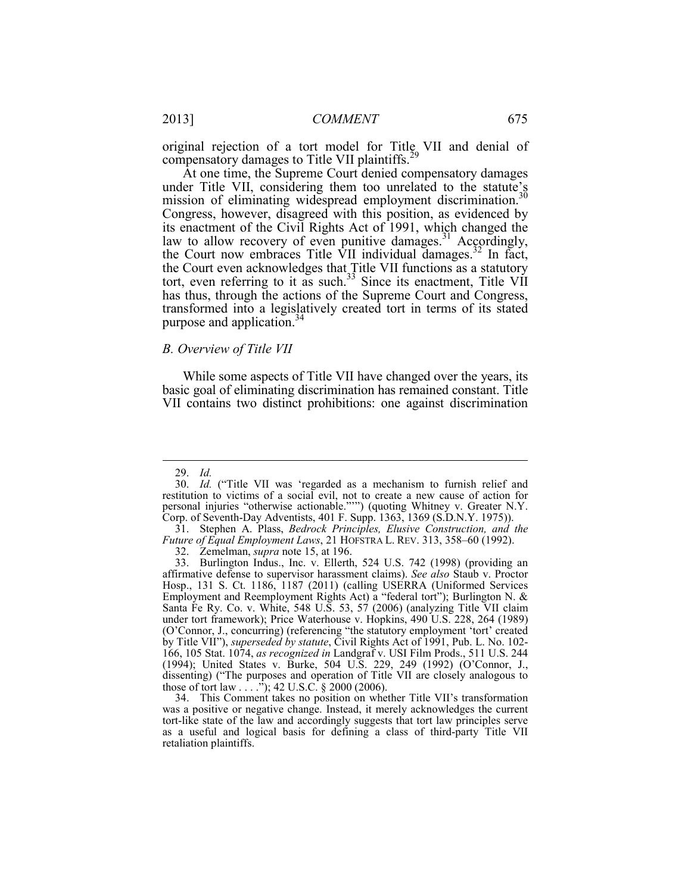original rejection of a tort model for Title VII and denial of compensatory damages to Title VII plaintiffs.[29]

At one time, the Supreme Court denied compensatory damages under Title VII, considering them too unrelated to the statute's mission of eliminating widespread employment discrimination.[30] Congress, however, disagreed with this position, as evidenced by its enactment of the Civil Rights Act of 1991, which changed the law to allow recovery of even punitive damages.[31] Accordingly, the Court now embraces Title VII individual damages.[32] In fact, the Court even acknowledges that Title VII functions as a statutory tort, even referring to it as such.[33] Since its enactment, Title VII has thus, through the actions of the Supreme Court and Congress, transformed into a legislatively created tort in terms of its stated purpose and application.[34]

### *B. Overview of Title VII*

While some aspects of Title VII have changed over the years, its basic goal of eliminating discrimination has remained constant. Title VII contains two distinct prohibitions: one against discrimination

---

29. *Id.*

30. *Id.* ("Title VII was 'regarded as a mechanism to furnish relief and restitution to victims of a social evil, not to create a new cause of action for personal injuries "otherwise actionable."'") (quoting Whitney v. Greater N.Y. Corp. of Seventh-Day Adventists, 401 F. Supp. 1363, 1369 (S.D.N.Y. 1975)).

31. Stephen A. Plass, *Bedrock Principles, Elusive Construction, and the Future of Equal Employment Laws*, 21 HOFSTRA L. REV. 313, 358–60 (1992).

32. Zemelman, *supra* note 15, at 196.

33. Burlington Indus., Inc. v. Ellerth, 524 U.S. 742 (1998) (providing an affirmative defense to supervisor harassment claims). *See also* Staub v. Proctor Hosp., 131 S. Ct. 1186, 1187 (2011) (calling USERRA (Uniformed Services Employment and Reemployment Rights Act) a "federal tort"); Burlington N. & Santa Fe Ry. Co. v. White, 548 U.S. 53, 57 (2006) (analyzing Title VII claim under tort framework); Price Waterhouse v. Hopkins, 490 U.S. 228, 264 (1989) (O'Connor, J., concurring) (referencing "the statutory employment 'tort' created by Title VII"), *superseded by statute*, Civil Rights Act of 1991, Pub. L. No. 102-166, 105 Stat. 1074, *as recognized in* Landgraf v. USI Film Prods., 511 U.S. 244 (1994); United States v. Burke, 504 U.S. 229, 249 (1992) (O'Connor, J., dissenting) ("The purposes and operation of Title VII are closely analogous to those of tort law . . . ."); 42 U.S.C. § 2000 (2006).

34. This Comment takes no position on whether Title VII's transformation was a positive or negative change. Instead, it merely acknowledges the current tort-like state of the law and accordingly suggests that tort law principles serve as a useful and logical basis for defining a class of third-party Title VII retaliation plaintiffs.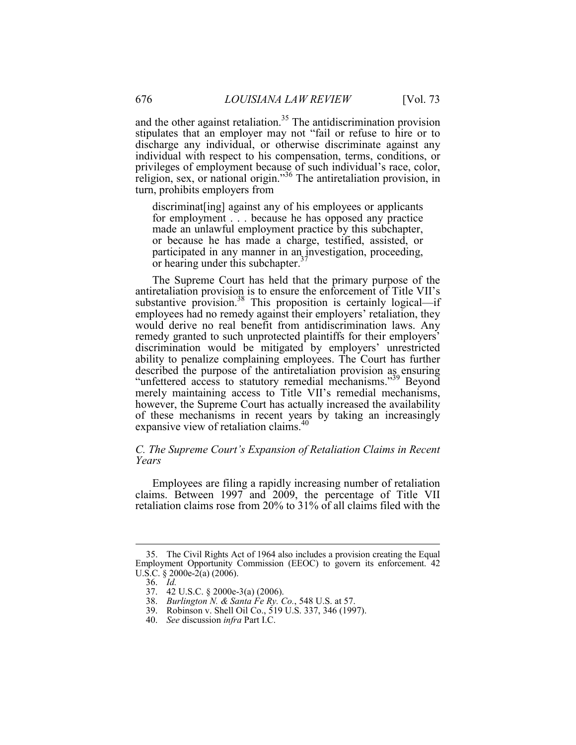and the other against retaliation.[35] The antidiscrimination provision stipulates that an employer may not "fail or refuse to hire or to discharge any individual, or otherwise discriminate against any individual with respect to his compensation, terms, conditions, or privileges of employment because of such individual's race, color, religion, sex, or national origin."[36] The antiretaliation provision, in turn, prohibits employers from

> discriminat[ing] against any of his employees or applicants for employment . . . because he has opposed any practice made an unlawful employment practice by this subchapter, or because he has made a charge, testified, assisted, or participated in any manner in an investigation, proceeding, or hearing under this subchapter.[37]

The Supreme Court has held that the primary purpose of the antiretaliation provision is to ensure the enforcement of Title VII's substantive provision.[38] This proposition is certainly logical—if employees had no remedy against their employers' retaliation, they would derive no real benefit from antidiscrimination laws. Any remedy granted to such unprotected plaintiffs for their employers' discrimination would be mitigated by employers' unrestricted ability to penalize complaining employees. The Court has further described the purpose of the antiretaliation provision as ensuring "unfettered access to statutory remedial mechanisms."[39] Beyond merely maintaining access to Title VII's remedial mechanisms, however, the Supreme Court has actually increased the availability of these mechanisms in recent years by taking an increasingly expansive view of retaliation claims.[40]

### *C. The Supreme Court's Expansion of Retaliation Claims in Recent Years*

Employees are filing a rapidly increasing number of retaliation claims. Between 1997 and 2009, the percentage of Title VII retaliation claims rose from 20% to 31% of all claims filed with the

---

35. The Civil Rights Act of 1964 also includes a provision creating the Equal Employment Opportunity Commission (EEOC) to govern its enforcement. 42 U.S.C. § 2000e-2(a) (2006).

36. *Id.*

37. 42 U.S.C. § 2000e-3(a) (2006).

38. *Burlington N. & Santa Fe Ry. Co.*, 548 U.S. at 57.

39. Robinson v. Shell Oil Co., 519 U.S. 337, 346 (1997).

40. *See* discussion *infra* Part I.C.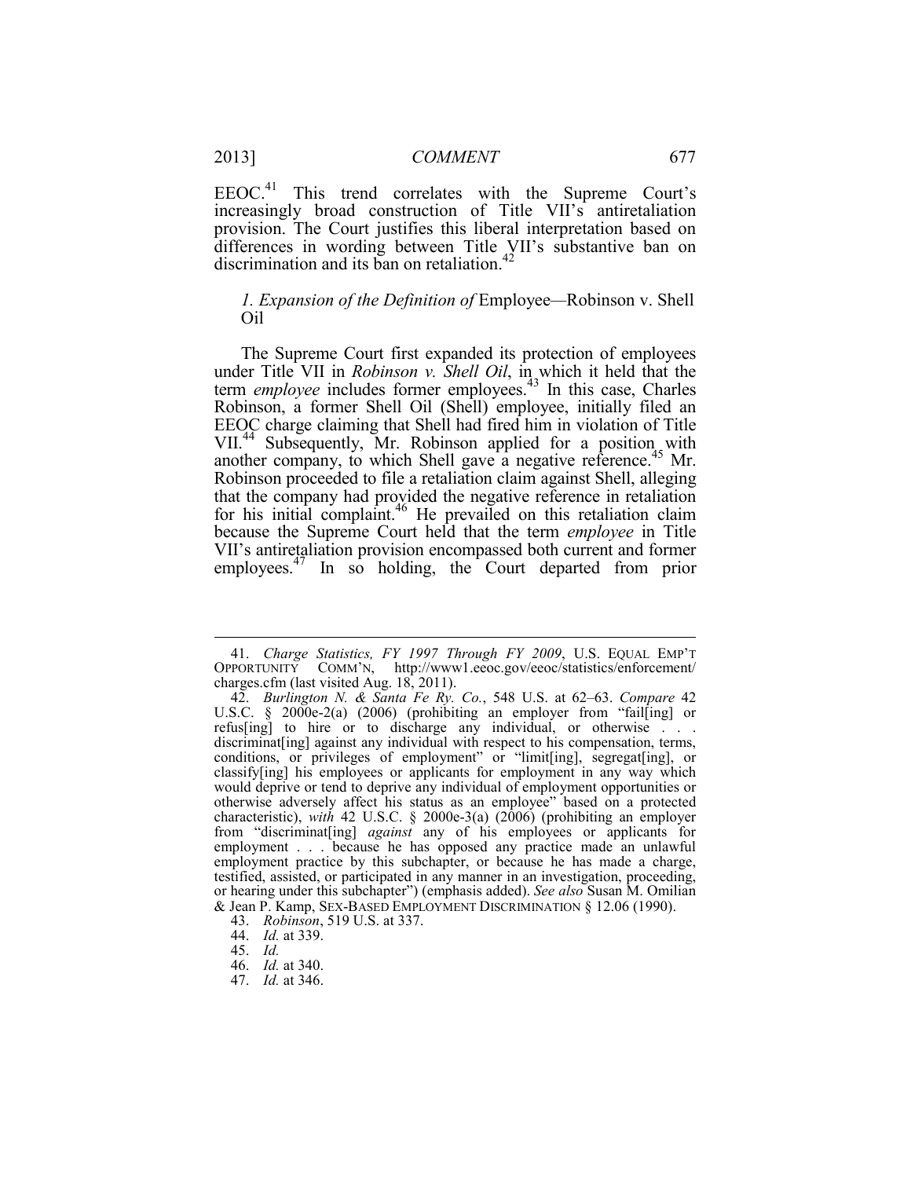EEOC.[41] This trend correlates with the Supreme Court's increasingly broad construction of Title VII's antiretaliation provision. The Court justifies this liberal interpretation based on differences in wording between Title VII's substantive ban on discrimination and its ban on retaliation.[42]

### *1. Expansion of the Definition of* Employee—Robinson v. Shell Oil

The Supreme Court first expanded its protection of employees under Title VII in *Robinson v. Shell Oil*, in which it held that the term *employee* includes former employees.[43] In this case, Charles Robinson, a former Shell Oil (Shell) employee, initially filed an EEOC charge claiming that Shell had fired him in violation of Title VII.[44] Subsequently, Mr. Robinson applied for a position with another company, to which Shell gave a negative reference.[45] Mr. Robinson proceeded to file a retaliation claim against Shell, alleging that the company had provided the negative reference in retaliation for his initial complaint.[46] He prevailed on this retaliation claim because the Supreme Court held that the term *employee* in Title VII's antiretaliation provision encompassed both current and former employees.[47] In so holding, the Court departed from prior

---

41. *Charge Statistics, FY 1997 Through FY 2009*, U.S. EQUAL EMP'T OPPORTUNITY COMM'N, http://www1.eeoc.gov/eeoc/statistics/enforcement/charges.cfm (last visited Aug. 18, 2011).

42. *Burlington N. & Santa Fe Ry. Co.*, 548 U.S. at 62–63. *Compare* 42 U.S.C. § 2000e-2(a) (2006) (prohibiting an employer from "fail[ing] or refus[ing] to hire or to discharge any individual, or otherwise . . . discriminat[ing] against any individual with respect to his compensation, terms, conditions, or privileges of employment" or "limit[ing], segregat[ing], or classify[ing] his employees or applicants for employment in any way which would deprive or tend to deprive any individual of employment opportunities or otherwise adversely affect his status as an employee" based on a protected characteristic), *with* 42 U.S.C. § 2000e-3(a) (2006) (prohibiting an employer from "discriminat[ing] *against* any of his employees or applicants for employment . . . because he has opposed any practice made an unlawful employment practice by this subchapter, or because he has made a charge, testified, assisted, or participated in any manner in an investigation, proceeding, or hearing under this subchapter") (emphasis added). *See also* Susan M. Omilian & Jean P. Kamp, SEX-BASED EMPLOYMENT DISCRIMINATION § 12.06 (1990).

43. *Robinson*, 519 U.S. at 337.

44. *Id.* at 339.

45. *Id.*

46. *Id.* at 340.

47. *Id.* at 346.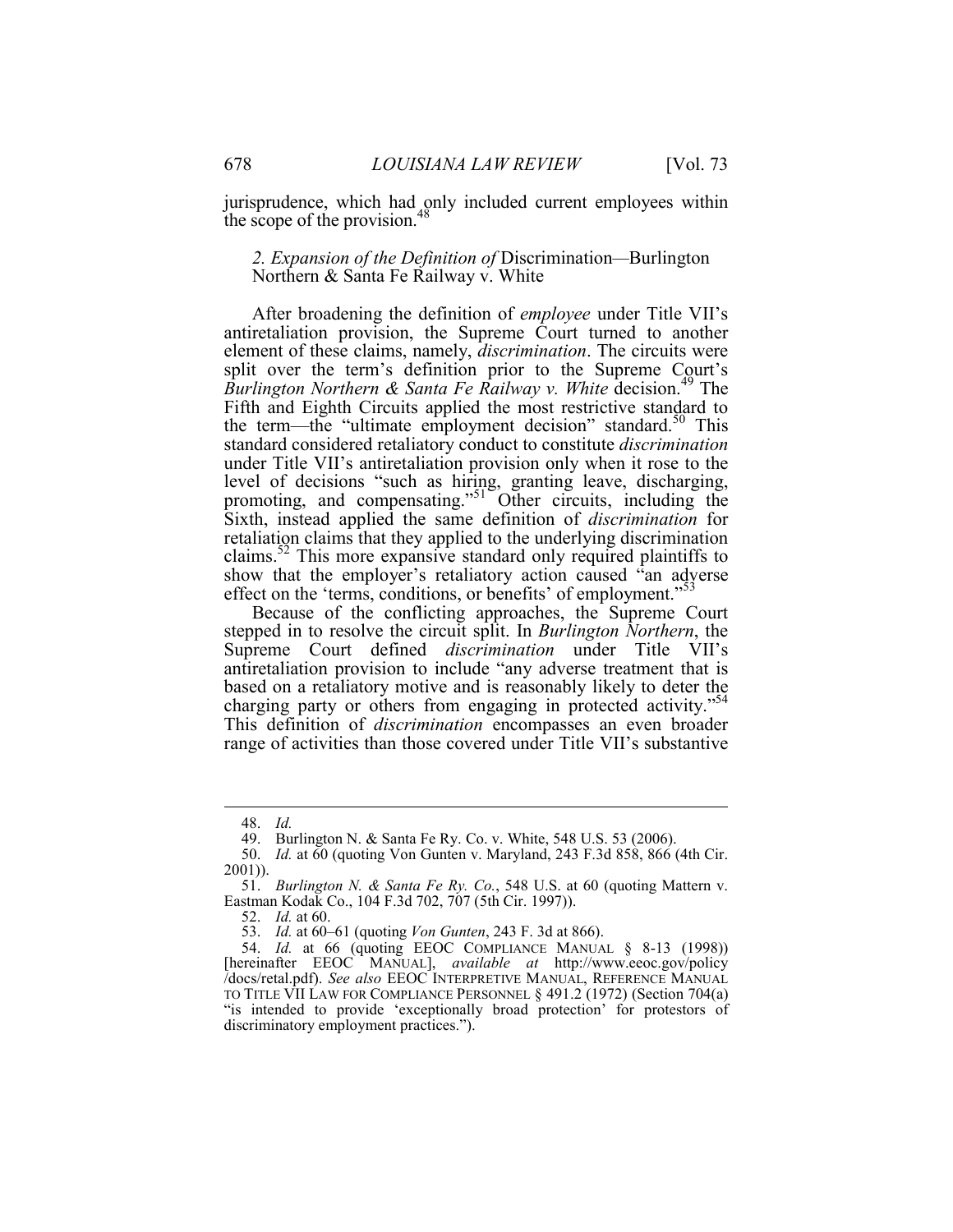jurisprudence, which had only included current employees within the scope of the provision.[48]

### *2. Expansion of the Definition of* Discrimination*—*Burlington Northern & Santa Fe Railway v. White

After broadening the definition of *employee* under Title VII's antiretaliation provision, the Supreme Court turned to another element of these claims, namely, *discrimination*. The circuits were split over the term's definition prior to the Supreme Court's *Burlington Northern & Santa Fe Railway v. White* decision.[49] The Fifth and Eighth Circuits applied the most restrictive standard to the term—the "ultimate employment decision" standard.[50] This standard considered retaliatory conduct to constitute *discrimination* under Title VII's antiretaliation provision only when it rose to the level of decisions "such as hiring, granting leave, discharging, promoting, and compensating."[51] Other circuits, including the Sixth, instead applied the same definition of *discrimination* for retaliation claims that they applied to the underlying discrimination claims.[52] This more expansive standard only required plaintiffs to show that the employer's retaliatory action caused "an adverse effect on the 'terms, conditions, or benefits' of employment."[53]

Because of the conflicting approaches, the Supreme Court stepped in to resolve the circuit split. In *Burlington Northern*, the Supreme Court defined *discrimination* under Title VII's antiretaliation provision to include "any adverse treatment that is based on a retaliatory motive and is reasonably likely to deter the charging party or others from engaging in protected activity."[54] This definition of *discrimination* encompasses an even broader range of activities than those covered under Title VII's substantive

---

48. *Id.*

49. Burlington N. & Santa Fe Ry. Co. v. White, 548 U.S. 53 (2006).

50. *Id.* at 60 (quoting Von Gunten v. Maryland, 243 F.3d 858, 866 (4th Cir. 2001)).

51. *Burlington N. & Santa Fe Ry. Co.*, 548 U.S. at 60 (quoting Mattern v. Eastman Kodak Co., 104 F.3d 702, 707 (5th Cir. 1997)).

52. *Id.* at 60.

53. *Id.* at 60–61 (quoting *Von Gunten*, 243 F. 3d at 866).

54. *Id.* at 66 (quoting EEOC COMPLIANCE MANUAL § 8-13 (1998)) [hereinafter EEOC MANUAL], *available at* http://www.eeoc.gov/policy/docs/retal.pdf). *See also* EEOC INTERPRETIVE MANUAL, REFERENCE MANUAL TO TITLE VII LAW FOR COMPLIANCE PERSONNEL § 491.2 (1972) (Section 704(a) "is intended to provide 'exceptionally broad protection' for protestors of discriminatory employment practices.").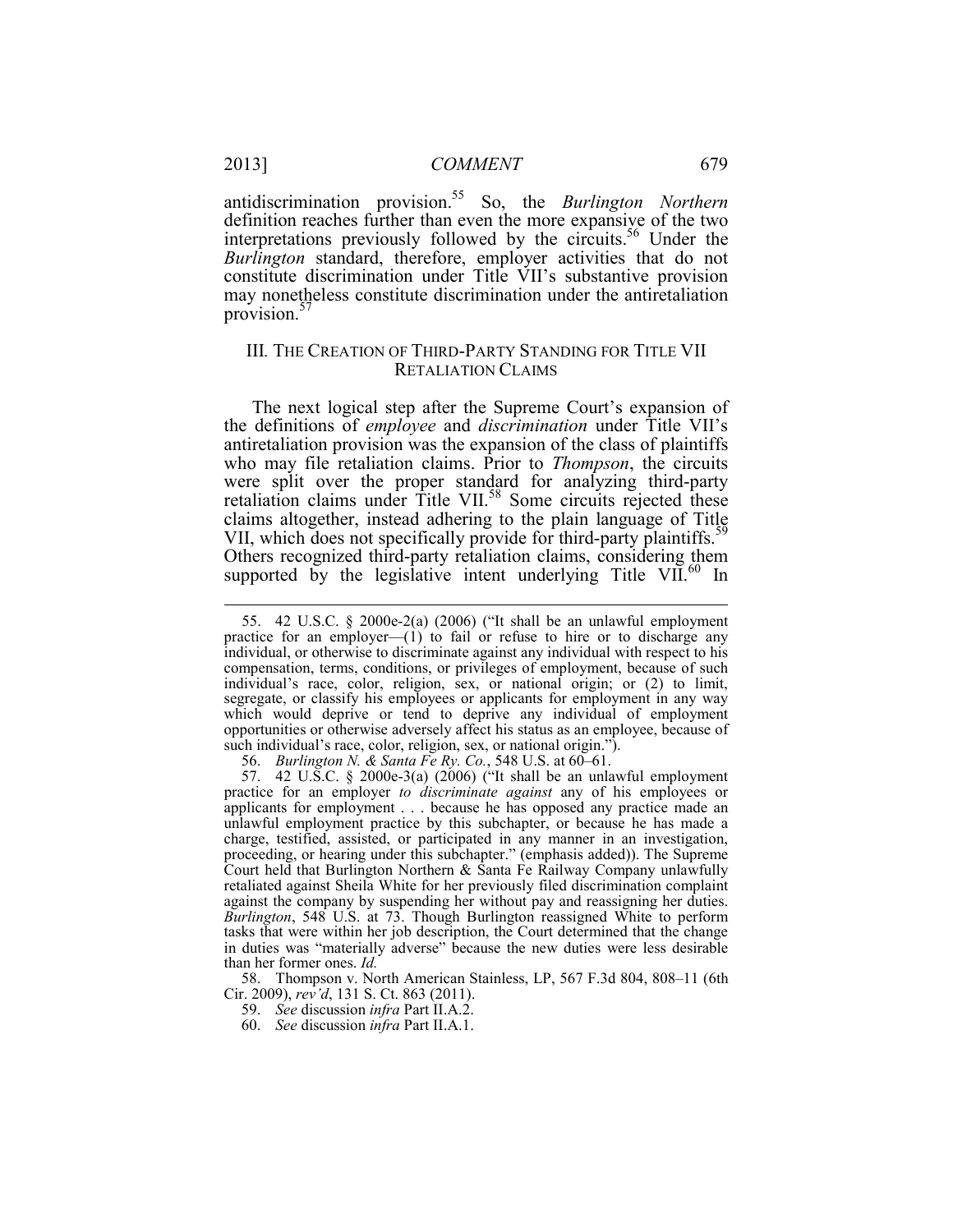antidiscrimination provision.[55] So, the *Burlington Northern* definition reaches further than even the more expansive of the two interpretations previously followed by the circuits.[56] Under the *Burlington* standard, therefore, employer activities that do not constitute discrimination under Title VII's substantive provision may nonetheless constitute discrimination under the antiretaliation provision.[57]

## III. The Creation of Third-Party Standing for Title VII Retaliation Claims

The next logical step after the Supreme Court's expansion of the definitions of *employee* and *discrimination* under Title VII's antiretaliation provision was the expansion of the class of plaintiffs who may file retaliation claims. Prior to *Thompson*, the circuits were split over the proper standard for analyzing third-party retaliation claims under Title VII.[58] Some circuits rejected these claims altogether, instead adhering to the plain language of Title VII, which does not specifically provide for third-party plaintiffs.[59] Others recognized third-party retaliation claims, considering them supported by the legislative intent underlying Title VII.[60] In

---

55. 42 U.S.C. § 2000e-2(a) (2006) ("It shall be an unlawful employment practice for an employer—(1) to fail or refuse to hire or to discharge any individual, or otherwise to discriminate against any individual with respect to his compensation, terms, conditions, or privileges of employment, because of such individual's race, color, religion, sex, or national origin; or (2) to limit, segregate, or classify his employees or applicants for employment in any way which would deprive or tend to deprive any individual of employment opportunities or otherwise adversely affect his status as an employee, because of such individual's race, color, religion, sex, or national origin.").

56. *Burlington N. & Santa Fe Ry. Co.*, 548 U.S. at 60–61.

57. 42 U.S.C. § 2000e-3(a) (2006) ("It shall be an unlawful employment practice for an employer *to discriminate against* any of his employees or applicants for employment . . . because he has opposed any practice made an unlawful employment practice by this subchapter, or because he has made a charge, testified, assisted, or participated in any manner in an investigation, proceeding, or hearing under this subchapter." (emphasis added)). The Supreme Court held that Burlington Northern & Santa Fe Railway Company unlawfully retaliated against Sheila White for her previously filed discrimination complaint against the company by suspending her without pay and reassigning her duties. *Burlington*, 548 U.S. at 73. Though Burlington reassigned White to perform tasks that were within her job description, the Court determined that the change in duties was "materially adverse" because the new duties were less desirable than her former ones. *Id.*

58. Thompson v. North American Stainless, LP, 567 F.3d 804, 808–11 (6th Cir. 2009), *rev'd*, 131 S. Ct. 863 (2011).

59. *See* discussion *infra* Part II.A.2.

60. *See* discussion *infra* Part II.A.1.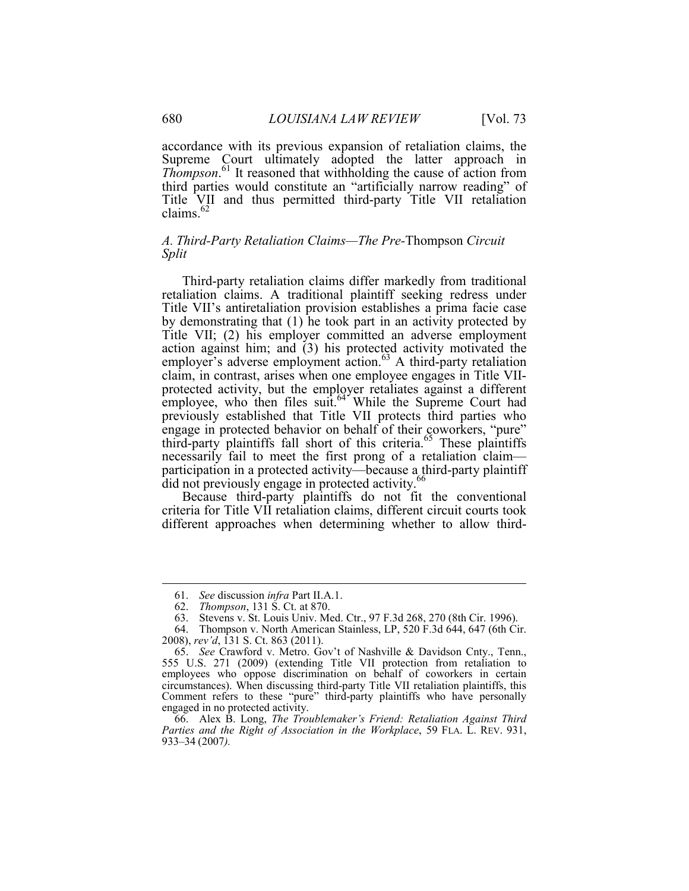accordance with its previous expansion of retaliation claims, the Supreme Court ultimately adopted the latter approach in *Thompson*.[61] It reasoned that withholding the cause of action from third parties would constitute an "artificially narrow reading" of Title VII and thus permitted third-party Title VII retaliation claims.[62]

### *A. Third-Party Retaliation Claims—The Pre-*Thompson *Circuit Split*

Third-party retaliation claims differ markedly from traditional retaliation claims. A traditional plaintiff seeking redress under Title VII's antiretaliation provision establishes a prima facie case by demonstrating that (1) he took part in an activity protected by Title VII; (2) his employer committed an adverse employment action against him; and (3) his protected activity motivated the employer's adverse employment action.[63] A third-party retaliation claim, in contrast, arises when one employee engages in Title VII-protected activity, but the employer retaliates against a different employee, who then files suit.[64] While the Supreme Court had previously established that Title VII protects third parties who engage in protected behavior on behalf of their coworkers, "pure" third-party plaintiffs fall short of this criteria.[65] These plaintiffs necessarily fail to meet the first prong of a retaliation claim—participation in a protected activity—because a third-party plaintiff did not previously engage in protected activity.[66]

Because third-party plaintiffs do not fit the conventional criteria for Title VII retaliation claims, different circuit courts took different approaches when determining whether to allow third-

---

61. *See* discussion *infra* Part II.A.1.

62. *Thompson*, 131 S. Ct. at 870.

63. Stevens v. St. Louis Univ. Med. Ctr., 97 F.3d 268, 270 (8th Cir. 1996).

64. Thompson v. North American Stainless, LP, 520 F.3d 644, 647 (6th Cir. 2008), *rev'd*, 131 S. Ct. 863 (2011).

65. *See* Crawford v. Metro. Gov't of Nashville & Davidson Cnty., Tenn., 555 U.S. 271 (2009) (extending Title VII protection from retaliation to employees who oppose discrimination on behalf of coworkers in certain circumstances). When discussing third-party Title VII retaliation plaintiffs, this Comment refers to these "pure" third-party plaintiffs who have personally engaged in no protected activity.

66. Alex B. Long, *The Troublemaker's Friend: Retaliation Against Third Parties and the Right of Association in the Workplace*, 59 FLA. L. REV. 931, 933–34 (2007).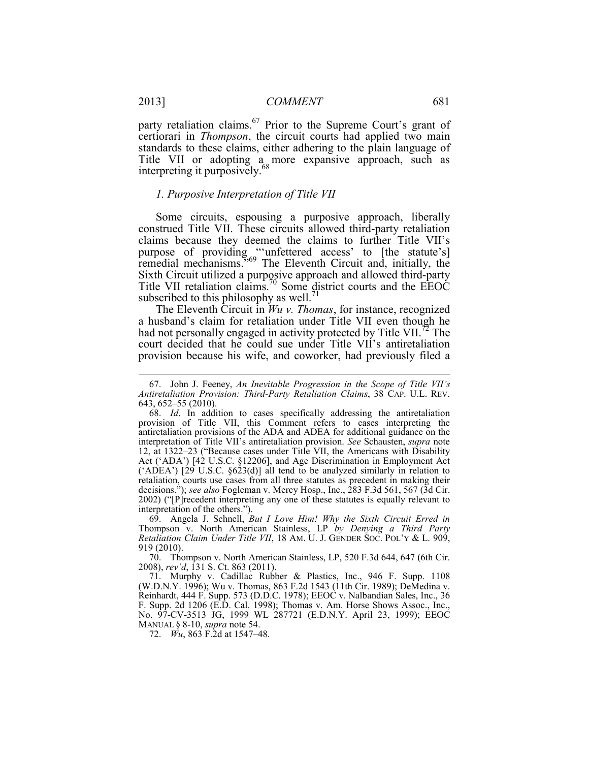party retaliation claims.[67] Prior to the Supreme Court's grant of certiorari in *Thompson*, the circuit courts had applied two main standards to these claims, either adhering to the plain language of Title VII or adopting a more expansive approach, such as interpreting it purposively.[68]

### *1. Purposive Interpretation of Title VII*

Some circuits, espousing a purposive approach, liberally construed Title VII. These circuits allowed third-party retaliation claims because they deemed the claims to further Title VII's purpose of providing "'unfettered access' to [the statute's] remedial mechanisms."[69] The Eleventh Circuit and, initially, the Sixth Circuit utilized a purposive approach and allowed third-party Title VII retaliation claims.[70] Some district courts and the EEOC subscribed to this philosophy as well.[71]

The Eleventh Circuit in *Wu v. Thomas*, for instance, recognized a husband's claim for retaliation under Title VII even though he had not personally engaged in activity protected by Title VII.[72] The court decided that he could sue under Title VII's antiretaliation provision because his wife, and coworker, had previously filed a

---

67. John J. Feeney, *An Inevitable Progression in the Scope of Title VII's Antiretaliation Provision: Third-Party Retaliation Claims*, 38 CAP. U.L. REV. 643, 652–55 (2010).

68. *Id*. In addition to cases specifically addressing the antiretaliation provision of Title VII, this Comment refers to cases interpreting the antiretaliation provisions of the ADA and ADEA for additional guidance on the interpretation of Title VII's antiretaliation provision. *See* Schausten, *supra* note 12, at 1322–23 ("Because cases under Title VII, the Americans with Disability Act ('ADA') [42 U.S.C. §12206], and Age Discrimination in Employment Act ('ADEA') [29 U.S.C. §623(d)] all tend to be analyzed similarly in relation to retaliation, courts use cases from all three statutes as precedent in making their decisions."); *see also* Fogleman v. Mercy Hosp., Inc., 283 F.3d 561, 567 (3d Cir. 2002) ("[P]recedent interpreting any one of these statutes is equally relevant to interpretation of the others.").

69. Angela J. Schnell, *But I Love Him! Why the Sixth Circuit Erred in* Thompson v. North American Stainless, LP *by Denying a Third Party Retaliation Claim Under Title VII*, 18 AM. U. J. GENDER SOC. POL'Y & L. 909, 919 (2010).

70. Thompson v. North American Stainless, LP, 520 F.3d 644, 647 (6th Cir. 2008), *rev'd*, 131 S. Ct. 863 (2011).

71. Murphy v. Cadillac Rubber & Plastics, Inc., 946 F. Supp. 1108 (W.D.N.Y. 1996); Wu v. Thomas, 863 F.2d 1543 (11th Cir. 1989); DeMedina v. Reinhardt, 444 F. Supp. 573 (D.D.C. 1978); EEOC v. Nalbandian Sales, Inc., 36 F. Supp. 2d 1206 (E.D. Cal. 1998); Thomas v. Am. Horse Shows Assoc., Inc., No. 97-CV-3513 JG, 1999 WL 287721 (E.D.N.Y. April 23, 1999); EEOC MANUAL § 8-10, *supra* note 54.

72. *Wu*, 863 F.2d at 1547–48.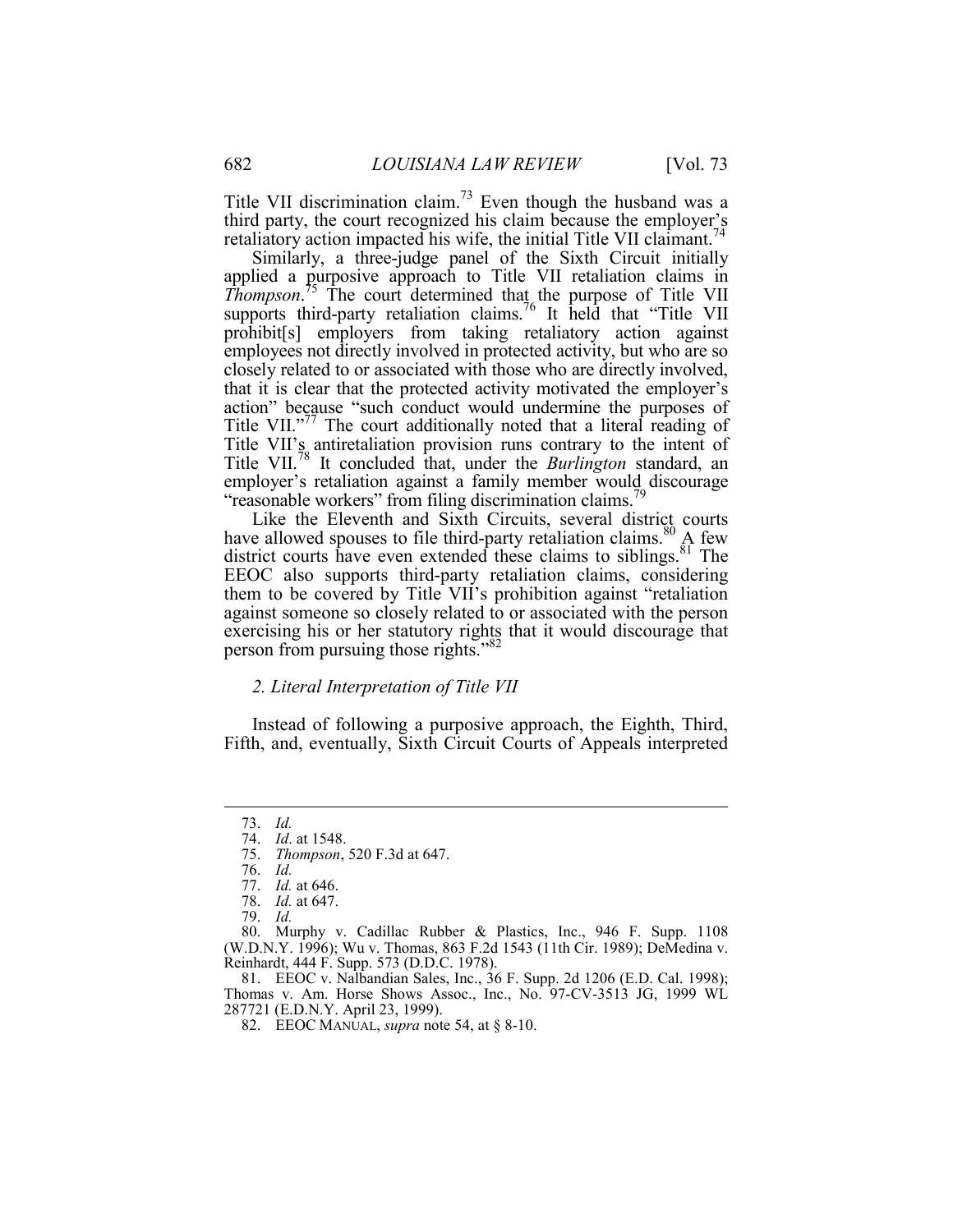Title VII discrimination claim.[73] Even though the husband was a third party, the court recognized his claim because the employer's retaliatory action impacted his wife, the initial Title VII claimant.[74]

Similarly, a three-judge panel of the Sixth Circuit initially applied a purposive approach to Title VII retaliation claims in *Thompson*.[75] The court determined that the purpose of Title VII supports third-party retaliation claims.[76] It held that "Title VII prohibit[s] employers from taking retaliatory action against employees not directly involved in protected activity, but who are so closely related to or associated with those who are directly involved, that it is clear that the protected activity motivated the employer's action" because "such conduct would undermine the purposes of Title VII."[77] The court additionally noted that a literal reading of Title VII's antiretaliation provision runs contrary to the intent of Title VII.[78] It concluded that, under the *Burlington* standard, an employer's retaliation against a family member would discourage "reasonable workers" from filing discrimination claims.[79]

Like the Eleventh and Sixth Circuits, several district courts have allowed spouses to file third-party retaliation claims.[80] A few district courts have even extended these claims to siblings.[81] The EEOC also supports third-party retaliation claims, considering them to be covered by Title VII's prohibition against "retaliation against someone so closely related to or associated with the person exercising his or her statutory rights that it would discourage that person from pursuing those rights."[82]

### *2. Literal Interpretation of Title VII*

Instead of following a purposive approach, the Eighth, Third, Fifth, and, eventually, Sixth Circuit Courts of Appeals interpreted

---

73. *Id.*

74. *Id*. at 1548.

75. *Thompson*, 520 F.3d at 647.

76. *Id.*

77. *Id.* at 646.

78. *Id.* at 647.

79. *Id.*

80. Murphy v. Cadillac Rubber & Plastics, Inc., 946 F. Supp. 1108 (W.D.N.Y. 1996); Wu v. Thomas, 863 F.2d 1543 (11th Cir. 1989); DeMedina v. Reinhardt, 444 F. Supp. 573 (D.D.C. 1978).

81. EEOC v. Nalbandian Sales, Inc., 36 F. Supp. 2d 1206 (E.D. Cal. 1998); Thomas v. Am. Horse Shows Assoc., Inc., No. 97-CV-3513 JG, 1999 WL 287721 (E.D.N.Y. April 23, 1999).

82. EEOC MANUAL, *supra* note 54, at § 8-10.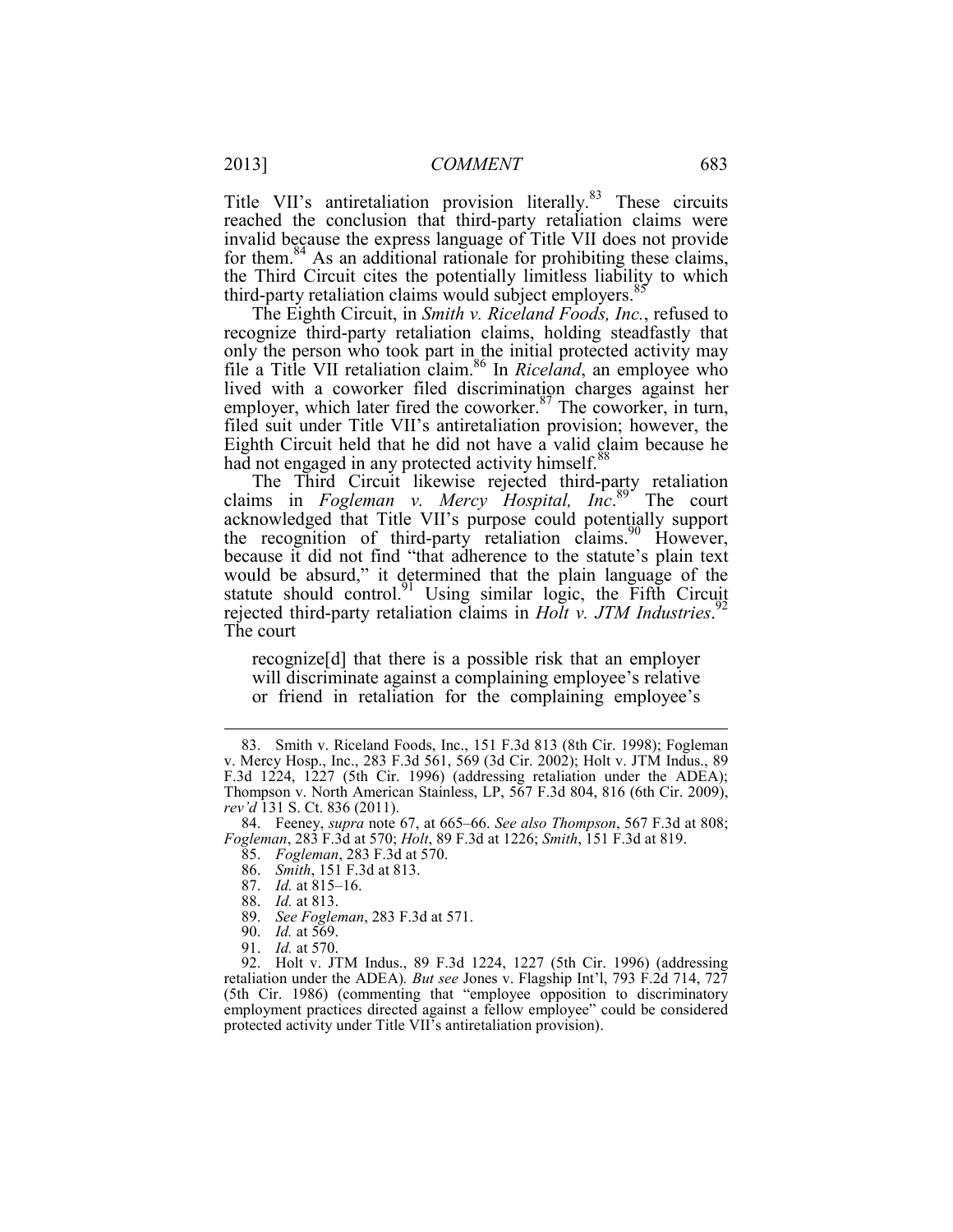Title VII's antiretaliation provision literally.[83] These circuits reached the conclusion that third-party retaliation claims were invalid because the express language of Title VII does not provide for them.[84] As an additional rationale for prohibiting these claims, the Third Circuit cites the potentially limitless liability to which third-party retaliation claims would subject employers.[85]

The Eighth Circuit, in *Smith v. Riceland Foods, Inc.*, refused to recognize third-party retaliation claims, holding steadfastly that only the person who took part in the initial protected activity may file a Title VII retaliation claim.[86] In *Riceland*, an employee who lived with a coworker filed discrimination charges against her employer, which later fired the coworker.[87] The coworker, in turn, filed suit under Title VII's antiretaliation provision; however, the Eighth Circuit held that he did not have a valid claim because he had not engaged in any protected activity himself.[88]

The Third Circuit likewise rejected third-party retaliation claims in *Fogleman v. Mercy Hospital, Inc*.[89] The court acknowledged that Title VII's purpose could potentially support the recognition of third-party retaliation claims.[90] However, because it did not find "that adherence to the statute's plain text would be absurd," it determined that the plain language of the statute should control.[91] Using similar logic, the Fifth Circuit rejected third-party retaliation claims in *Holt v. JTM Industries*.[92] The court

> recognize[d] that there is a possible risk that an employer will discriminate against a complaining employee's relative or friend in retaliation for the complaining employee's

---

83. Smith v. Riceland Foods, Inc., 151 F.3d 813 (8th Cir. 1998); Fogleman v. Mercy Hosp., Inc., 283 F.3d 561, 569 (3d Cir. 2002); Holt v. JTM Indus., 89 F.3d 1224, 1227 (5th Cir. 1996) (addressing retaliation under the ADEA); Thompson v. North American Stainless, LP, 567 F.3d 804, 816 (6th Cir. 2009), *rev'd* 131 S. Ct. 836 (2011).

84. Feeney, *supra* note 67, at 665–66. *See also Thompson*, 567 F.3d at 808; *Fogleman*, 283 F.3d at 570; *Holt*, 89 F.3d at 1226; *Smith*, 151 F.3d at 819.

85. *Fogleman*, 283 F.3d at 570.

86. *Smith*, 151 F.3d at 813.

87. *Id.* at 815–16.

88. *Id.* at 813.

89. *See Fogleman*, 283 F.3d at 571.

90. *Id.* at 569.

91. *Id.* at 570.

92. Holt v. JTM Indus., 89 F.3d 1224, 1227 (5th Cir. 1996) (addressing retaliation under the ADEA). *But see* Jones v. Flagship Int'l, 793 F.2d 714, 727 (5th Cir. 1986) (commenting that "employee opposition to discriminatory employment practices directed against a fellow employee" could be considered protected activity under Title VII's antiretaliation provision).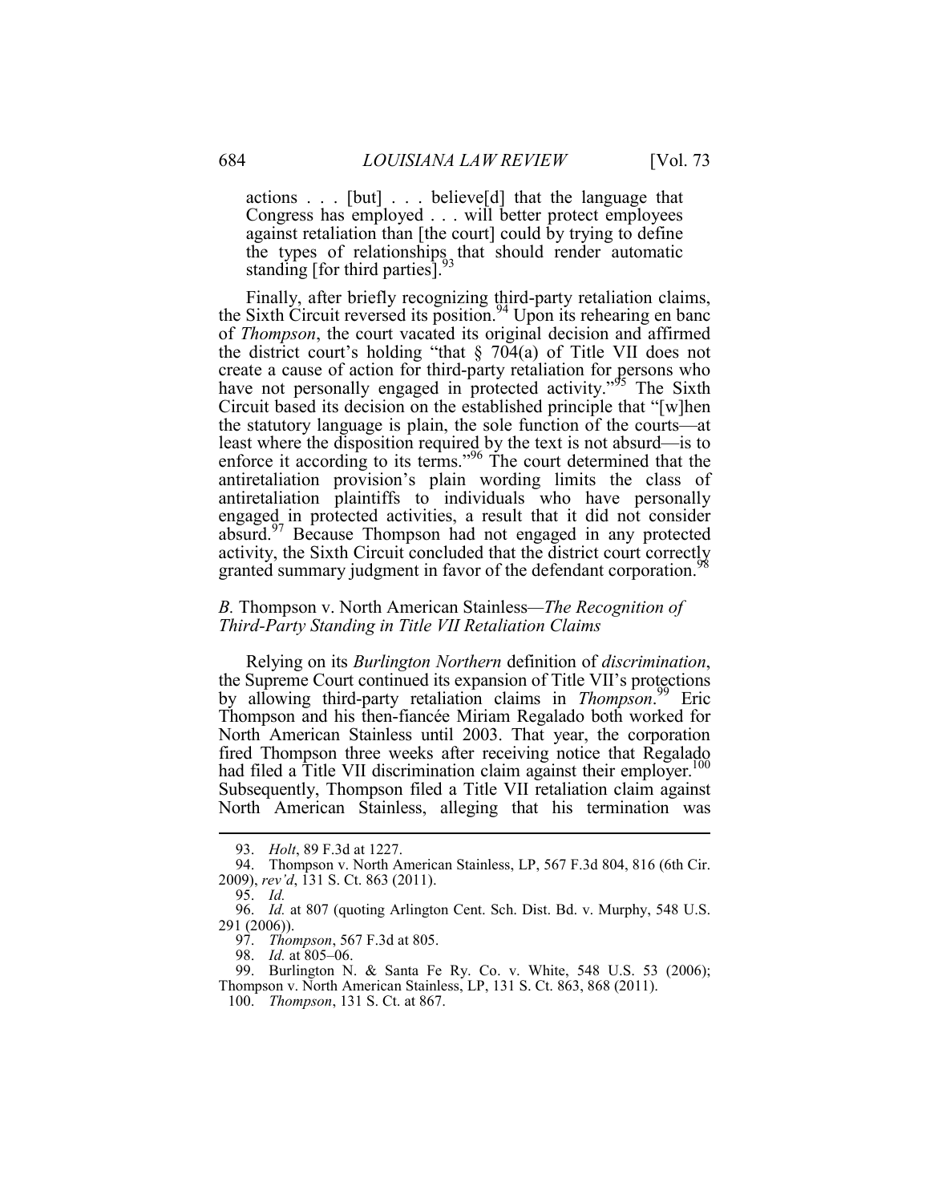> actions . . . [but] . . . believe[d] that the language that Congress has employed . . . will better protect employees against retaliation than [the court] could by trying to define the types of relationships that should render automatic standing [for third parties].[93]

Finally, after briefly recognizing third-party retaliation claims, the Sixth Circuit reversed its position.[94] Upon its rehearing en banc of *Thompson*, the court vacated its original decision and affirmed the district court's holding "that § 704(a) of Title VII does not create a cause of action for third-party retaliation for persons who have not personally engaged in protected activity."[95] The Sixth Circuit based its decision on the established principle that "[w]hen the statutory language is plain, the sole function of the courts—at least where the disposition required by the text is not absurd—is to enforce it according to its terms."[96] The court determined that the antiretaliation provision's plain wording limits the class of antiretaliation plaintiffs to individuals who have personally engaged in protected activities, a result that it did not consider absurd.[97] Because Thompson had not engaged in any protected activity, the Sixth Circuit concluded that the district court correctly granted summary judgment in favor of the defendant corporation.[98]

### *B.* Thompson v. North American Stainless—*The Recognition of Third-Party Standing in Title VII Retaliation Claims*

Relying on its *Burlington Northern* definition of *discrimination*, the Supreme Court continued its expansion of Title VII's protections by allowing third-party retaliation claims in *Thompson*.[99] Eric Thompson and his then-fiancée Miriam Regalado both worked for North American Stainless until 2003. That year, the corporation fired Thompson three weeks after receiving notice that Regalado had filed a Title VII discrimination claim against their employer.[100] Subsequently, Thompson filed a Title VII retaliation claim against North American Stainless, alleging that his termination was

---

93. *Holt*, 89 F.3d at 1227.

94. Thompson v. North American Stainless, LP, 567 F.3d 804, 816 (6th Cir. 2009), *rev'd*, 131 S. Ct. 863 (2011).

95. *Id.*

96. *Id.* at 807 (quoting Arlington Cent. Sch. Dist. Bd. v. Murphy, 548 U.S. 291 (2006)).

97. *Thompson*, 567 F.3d at 805.

98. *Id.* at 805–06.

99. Burlington N. & Santa Fe Ry. Co. v. White, 548 U.S. 53 (2006); Thompson v. North American Stainless, LP, 131 S. Ct. 863, 868 (2011).

100. *Thompson*, 131 S. Ct. at 867.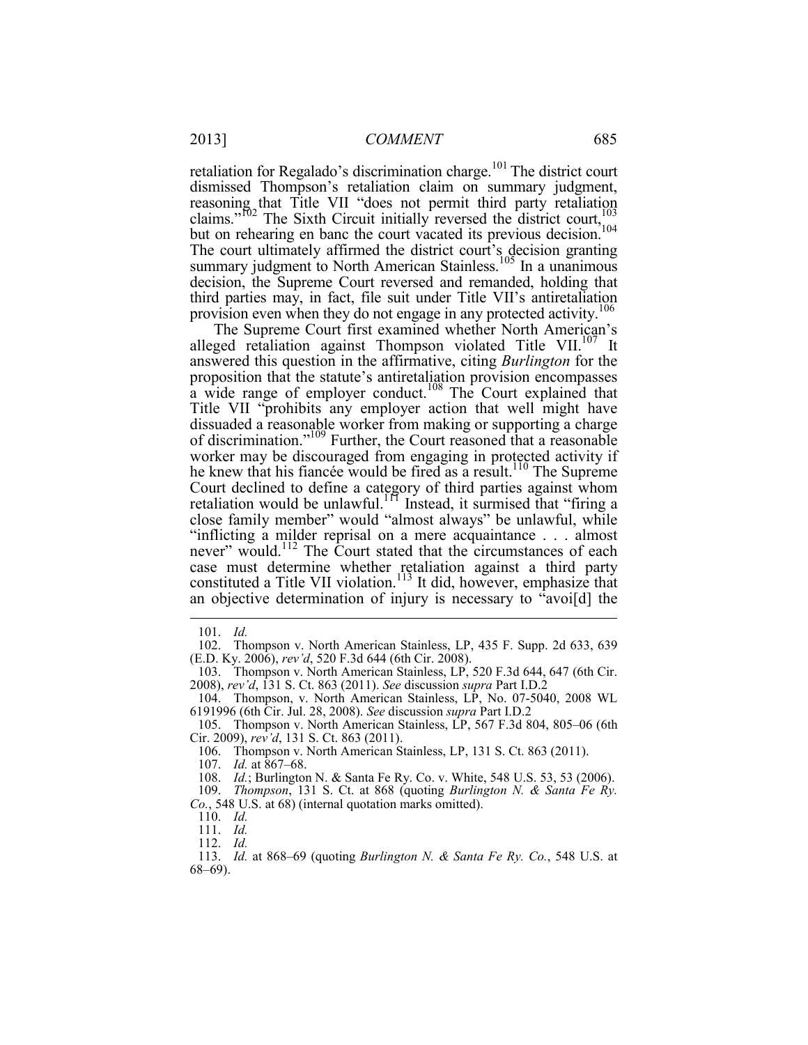retaliation for Regalado's discrimination charge.[101] The district court dismissed Thompson's retaliation claim on summary judgment, reasoning that Title VII "does not permit third party retaliation claims."[102] The Sixth Circuit initially reversed the district court,[103] but on rehearing en banc the court vacated its previous decision.[104] The court ultimately affirmed the district court's decision granting summary judgment to North American Stainless.[105] In a unanimous decision, the Supreme Court reversed and remanded, holding that third parties may, in fact, file suit under Title VII's antiretaliation provision even when they do not engage in any protected activity.[106]

The Supreme Court first examined whether North American's alleged retaliation against Thompson violated Title VII.[107] It answered this question in the affirmative, citing *Burlington* for the proposition that the statute's antiretaliation provision encompasses a wide range of employer conduct.[108] The Court explained that Title VII "prohibits any employer action that well might have dissuaded a reasonable worker from making or supporting a charge of discrimination."[109] Further, the Court reasoned that a reasonable worker may be discouraged from engaging in protected activity if he knew that his fiancée would be fired as a result.[110] The Supreme Court declined to define a category of third parties against whom retaliation would be unlawful.[111] Instead, it surmised that "firing a close family member" would "almost always" be unlawful, while "inflicting a milder reprisal on a mere acquaintance . . . almost never" would.[112] The Court stated that the circumstances of each case must determine whether retaliation against a third party constituted a Title VII violation.[113] It did, however, emphasize that an objective determination of injury is necessary to "avoi[d] the

---

101. *Id.*

102. Thompson v. North American Stainless, LP, 435 F. Supp. 2d 633, 639 (E.D. Ky. 2006), *rev'd*, 520 F.3d 644 (6th Cir. 2008).

103. Thompson v. North American Stainless, LP, 520 F.3d 644, 647 (6th Cir. 2008), *rev'd*, 131 S. Ct. 863 (2011). *See* discussion *supra* Part I.D.2

104. Thompson, v. North American Stainless, LP, No. 07-5040, 2008 WL 6191996 (6th Cir. Jul. 28, 2008). *See* discussion *supra* Part I.D.2

105. Thompson v. North American Stainless, LP, 567 F.3d 804, 805–06 (6th Cir. 2009), *rev'd*, 131 S. Ct. 863 (2011).

106. Thompson v. North American Stainless, LP, 131 S. Ct. 863 (2011).

107. *Id.* at 867–68.

108. *Id.*; Burlington N. & Santa Fe Ry. Co. v. White, 548 U.S. 53, 53 (2006).

109. *Thompson*, 131 S. Ct. at 868 (quoting *Burlington N. & Santa Fe Ry. Co.*, 548 U.S. at 68) (internal quotation marks omitted).

110. *Id.*

111. *Id.*

112. *Id.*

113. *Id.* at 868–69 (quoting *Burlington N. & Santa Fe Ry. Co.*, 548 U.S. at 68–69).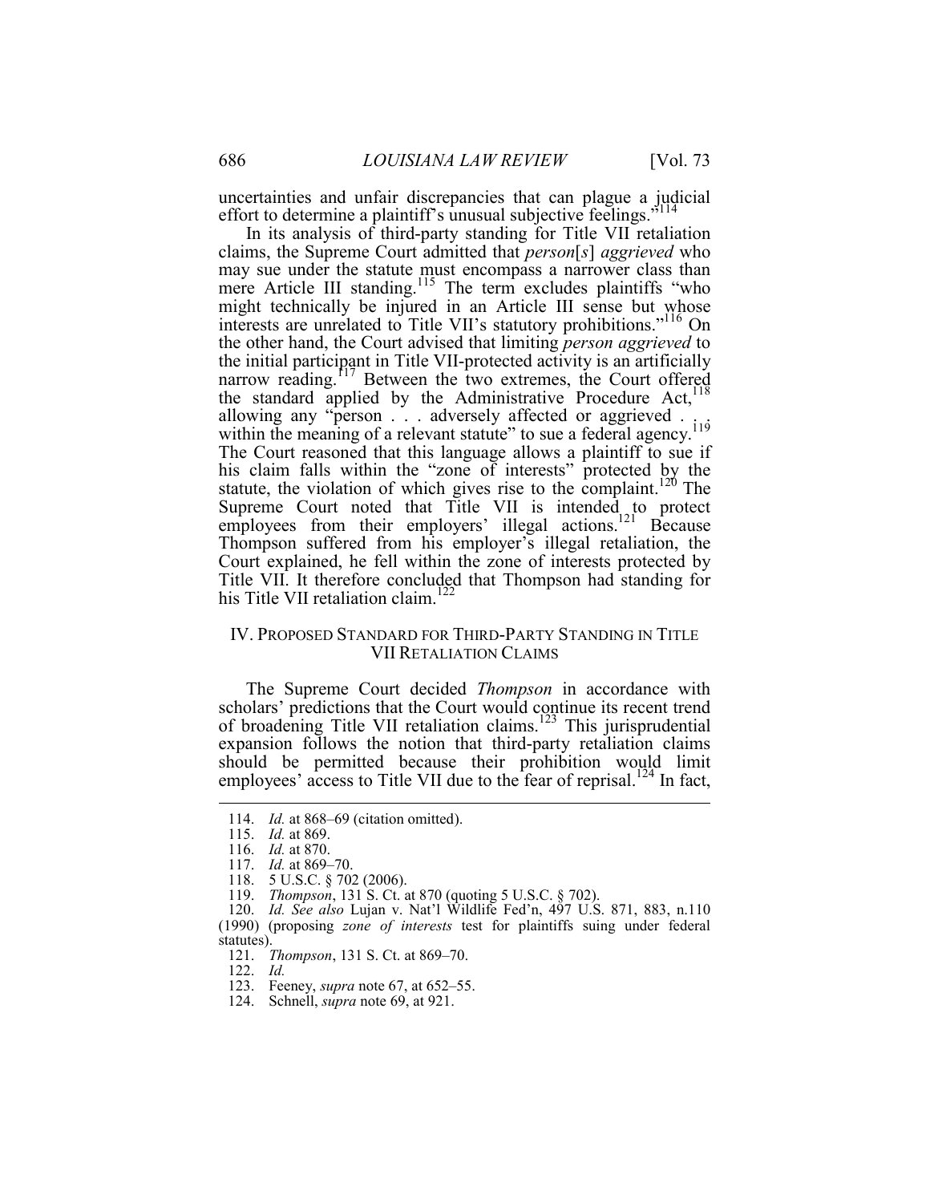uncertainties and unfair discrepancies that can plague a judicial effort to determine a plaintiff's unusual subjective feelings."[114]

In its analysis of third-party standing for Title VII retaliation claims, the Supreme Court admitted that *person*[*s*] *aggrieved* who may sue under the statute must encompass a narrower class than mere Article III standing.[115] The term excludes plaintiffs "who might technically be injured in an Article III sense but whose interests are unrelated to Title VII's statutory prohibitions."[116] On the other hand, the Court advised that limiting *person aggrieved* to the initial participant in Title VII-protected activity is an artificially narrow reading.[117] Between the two extremes, the Court offered the standard applied by the Administrative Procedure Act,[118] allowing any "person . . . adversely affected or aggrieved . . . within the meaning of a relevant statute" to sue a federal agency.[119] The Court reasoned that this language allows a plaintiff to sue if his claim falls within the "zone of interests" protected by the statute, the violation of which gives rise to the complaint.[120] The Supreme Court noted that Title VII is intended to protect employees from their employers' illegal actions.[121] Because Thompson suffered from his employer's illegal retaliation, the Court explained, he fell within the zone of interests protected by Title VII. It therefore concluded that Thompson had standing for his Title VII retaliation claim.[122]

## IV. Proposed Standard for Third-Party Standing in Title VII Retaliation Claims

The Supreme Court decided *Thompson* in accordance with scholars' predictions that the Court would continue its recent trend of broadening Title VII retaliation claims.[123] This jurisprudential expansion follows the notion that third-party retaliation claims should be permitted because their prohibition would limit employees' access to Title VII due to the fear of reprisal.[124] In fact,

---

114. *Id.* at 868–69 (citation omitted).

115. *Id.* at 869.

116. *Id.* at 870.

117. *Id.* at 869–70.

118. 5 U.S.C. § 702 (2006).

119. *Thompson*, 131 S. Ct. at 870 (quoting 5 U.S.C. § 702).

120. *Id. See also* Lujan v. Nat'l Wildlife Fed'n, 497 U.S. 871, 883, n.110 (1990) (proposing *zone of interests* test for plaintiffs suing under federal statutes).

121. *Thompson*, 131 S. Ct. at 869–70.

122. *Id.*

123. Feeney, *supra* note 67, at 652–55.

124. Schnell, *supra* note 69, at 921.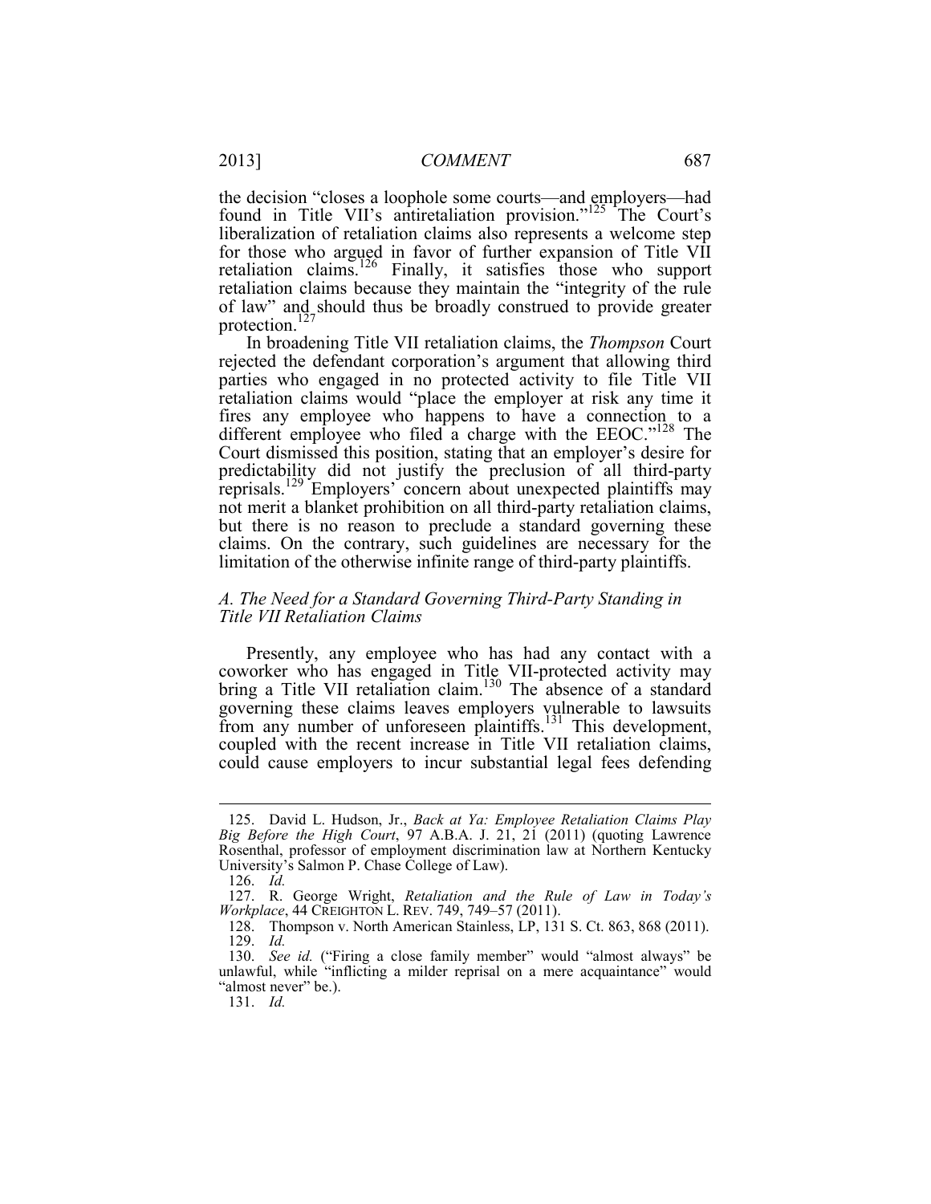the decision "closes a loophole some courts—and employers—had found in Title VII's antiretaliation provision."[125] The Court's liberalization of retaliation claims also represents a welcome step for those who argued in favor of further expansion of Title VII retaliation claims.[126] Finally, it satisfies those who support retaliation claims because they maintain the "integrity of the rule of law" and should thus be broadly construed to provide greater protection.[127]

In broadening Title VII retaliation claims, the *Thompson* Court rejected the defendant corporation's argument that allowing third parties who engaged in no protected activity to file Title VII retaliation claims would "place the employer at risk any time it fires any employee who happens to have a connection to a different employee who filed a charge with the EEOC."[128] The Court dismissed this position, stating that an employer's desire for predictability did not justify the preclusion of all third-party reprisals.[129] Employers' concern about unexpected plaintiffs may not merit a blanket prohibition on all third-party retaliation claims, but there is no reason to preclude a standard governing these claims. On the contrary, such guidelines are necessary for the limitation of the otherwise infinite range of third-party plaintiffs.

### *A. The Need for a Standard Governing Third-Party Standing in Title VII Retaliation Claims*

Presently, any employee who has had any contact with a coworker who has engaged in Title VII-protected activity may bring a Title VII retaliation claim.[130] The absence of a standard governing these claims leaves employers vulnerable to lawsuits from any number of unforeseen plaintiffs.[131] This development, coupled with the recent increase in Title VII retaliation claims, could cause employers to incur substantial legal fees defending

---

125. David L. Hudson, Jr., *Back at Ya: Employee Retaliation Claims Play Big Before the High Court*, 97 A.B.A. J. 21, 21 (2011) (quoting Lawrence Rosenthal, professor of employment discrimination law at Northern Kentucky University's Salmon P. Chase College of Law).

126. *Id.*

127. R. George Wright, *Retaliation and the Rule of Law in Today's Workplace*, 44 CREIGHTON L. REV. 749, 749–57 (2011).

128. Thompson v. North American Stainless, LP, 131 S. Ct. 863, 868 (2011).

129. *Id.*

130. *See id.* ("Firing a close family member" would "almost always" be unlawful, while "inflicting a milder reprisal on a mere acquaintance" would "almost never" be.).

131. *Id.*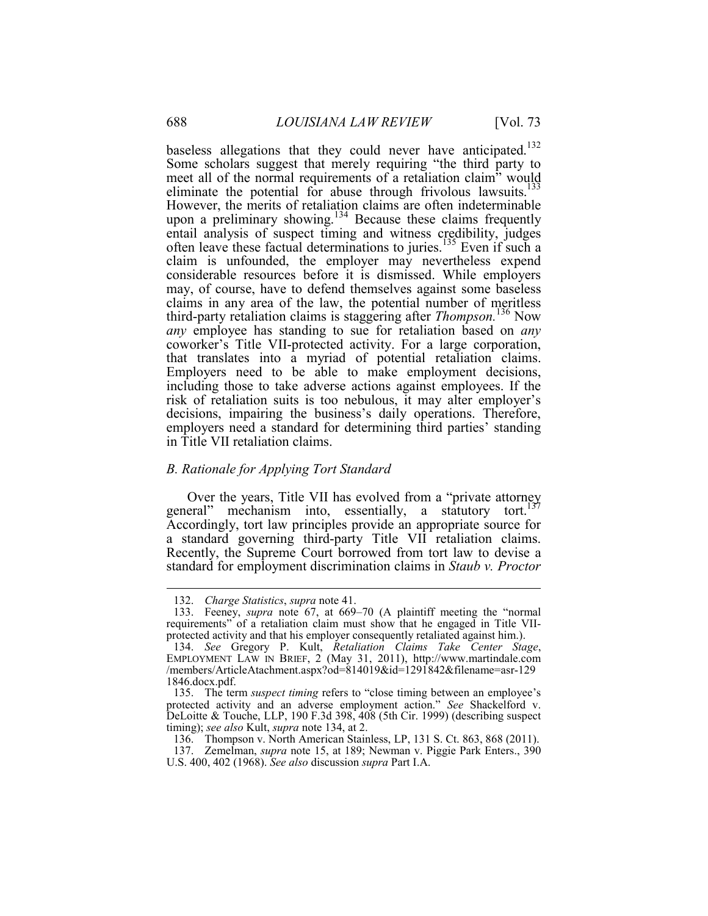baseless allegations that they could never have anticipated.[132] Some scholars suggest that merely requiring "the third party to meet all of the normal requirements of a retaliation claim" would eliminate the potential for abuse through frivolous lawsuits.[133] However, the merits of retaliation claims are often indeterminable upon a preliminary showing.[134] Because these claims frequently entail analysis of suspect timing and witness credibility, judges often leave these factual determinations to juries.[135] Even if such a claim is unfounded, the employer may nevertheless expend considerable resources before it is dismissed. While employers may, of course, have to defend themselves against some baseless claims in any area of the law, the potential number of meritless third-party retaliation claims is staggering after *Thompson*.[136] Now *any* employee has standing to sue for retaliation based on *any* coworker's Title VII-protected activity. For a large corporation, that translates into a myriad of potential retaliation claims. Employers need to be able to make employment decisions, including those to take adverse actions against employees. If the risk of retaliation suits is too nebulous, it may alter employer's decisions, impairing the business's daily operations. Therefore, employers need a standard for determining third parties' standing in Title VII retaliation claims.

### *B. Rationale for Applying Tort Standard*

Over the years, Title VII has evolved from a "private attorney general" mechanism into, essentially, a statutory tort.[137] Accordingly, tort law principles provide an appropriate source for a standard governing third-party Title VII retaliation claims. Recently, the Supreme Court borrowed from tort law to devise a standard for employment discrimination claims in *Staub v. Proctor*

---

132. *Charge Statistics*, *supra* note 41.

133. Feeney, *supra* note 67, at 669–70 (A plaintiff meeting the "normal requirements" of a retaliation claim must show that he engaged in Title VII-protected activity and that his employer consequently retaliated against him.).

134. *See* Gregory P. Kult, *Retaliation Claims Take Center Stage*, EMPLOYMENT LAW IN BRIEF, 2 (May 31, 2011), http://www.martindale.com/members/ArticleAtachment.aspx?od=814019&id=1291842&filename=asr-1291846.docx.pdf.

135. The term *suspect timing* refers to "close timing between an employee's protected activity and an adverse employment action." *See* Shackelford v. DeLoitte & Touche, LLP, 190 F.3d 398, 408 (5th Cir. 1999) (describing suspect timing); *see also* Kult, *supra* note 134, at 2.

136. Thompson v. North American Stainless, LP, 131 S. Ct. 863, 868 (2011).

137. Zemelman, *supra* note 15, at 189; Newman v. Piggie Park Enters., 390 U.S. 400, 402 (1968). *See also* discussion *supra* Part I.A.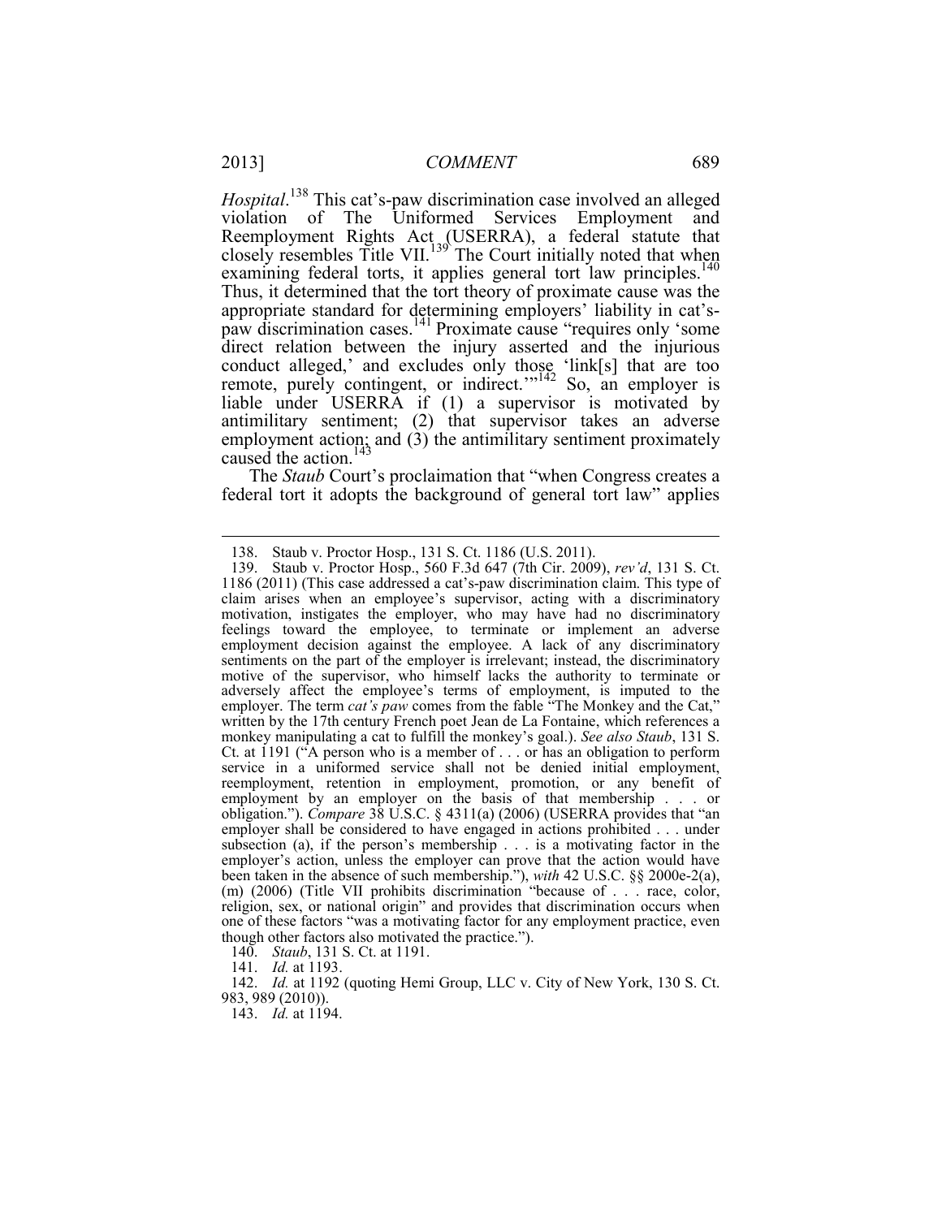*Hospital*.[138] This cat's-paw discrimination case involved an alleged violation of The Uniformed Services Employment and Reemployment Rights Act (USERRA), a federal statute that closely resembles Title VII.[139] The Court initially noted that when examining federal torts, it applies general tort law principles.[140] Thus, it determined that the tort theory of proximate cause was the appropriate standard for determining employers' liability in cat's-paw discrimination cases.[141] Proximate cause "requires only 'some direct relation between the injury asserted and the injurious conduct alleged,' and excludes only those 'link[s] that are too remote, purely contingent, or indirect.'"[142] So, an employer is liable under USERRA if (1) a supervisor is motivated by antimilitary sentiment; (2) that supervisor takes an adverse employment action; and (3) the antimilitary sentiment proximately caused the action.[143]

The *Staub* Court's proclamation that "when Congress creates a federal tort it adopts the background of general tort law" applies

---

138. Staub v. Proctor Hosp., 131 S. Ct. 1186 (U.S. 2011).

139. Staub v. Proctor Hosp., 560 F.3d 647 (7th Cir. 2009), *rev'd*, 131 S. Ct. 1186 (2011) (This case addressed a cat's-paw discrimination claim. This type of claim arises when an employee's supervisor, acting with a discriminatory motivation, instigates the employer, who may have had no discriminatory feelings toward the employee, to terminate or implement an adverse employment decision against the employee. A lack of any discriminatory sentiments on the part of the employer is irrelevant; instead, the discriminatory motive of the supervisor, who himself lacks the authority to terminate or adversely affect the employee's terms of employment, is imputed to the employer. The term *cat's paw* comes from the fable "The Monkey and the Cat," written by the 17th century French poet Jean de La Fontaine, which references a monkey manipulating a cat to fulfill the monkey's goal.). *See also Staub*, 131 S. Ct. at 1191 ("A person who is a member of . . . or has an obligation to perform service in a uniformed service shall not be denied initial employment, reemployment, retention in employment, promotion, or any benefit of employment by an employer on the basis of that membership . . . or obligation."). *Compare* 38 U.S.C. § 4311(a) (2006) (USERRA provides that "an employer shall be considered to have engaged in actions prohibited . . . under subsection (a), if the person's membership . . . is a motivating factor in the employer's action, unless the employer can prove that the action would have been taken in the absence of such membership."), *with* 42 U.S.C. §§ 2000e-2(a), (m) (2006) (Title VII prohibits discrimination "because of . . . race, color, religion, sex, or national origin" and provides that discrimination occurs when one of these factors "was a motivating factor for any employment practice, even though other factors also motivated the practice.").

140. *Staub*, 131 S. Ct. at 1191.

141. *Id.* at 1193.

142. *Id.* at 1192 (quoting Hemi Group, LLC v. City of New York, 130 S. Ct. 983, 989 (2010)).

143. *Id.* at 1194.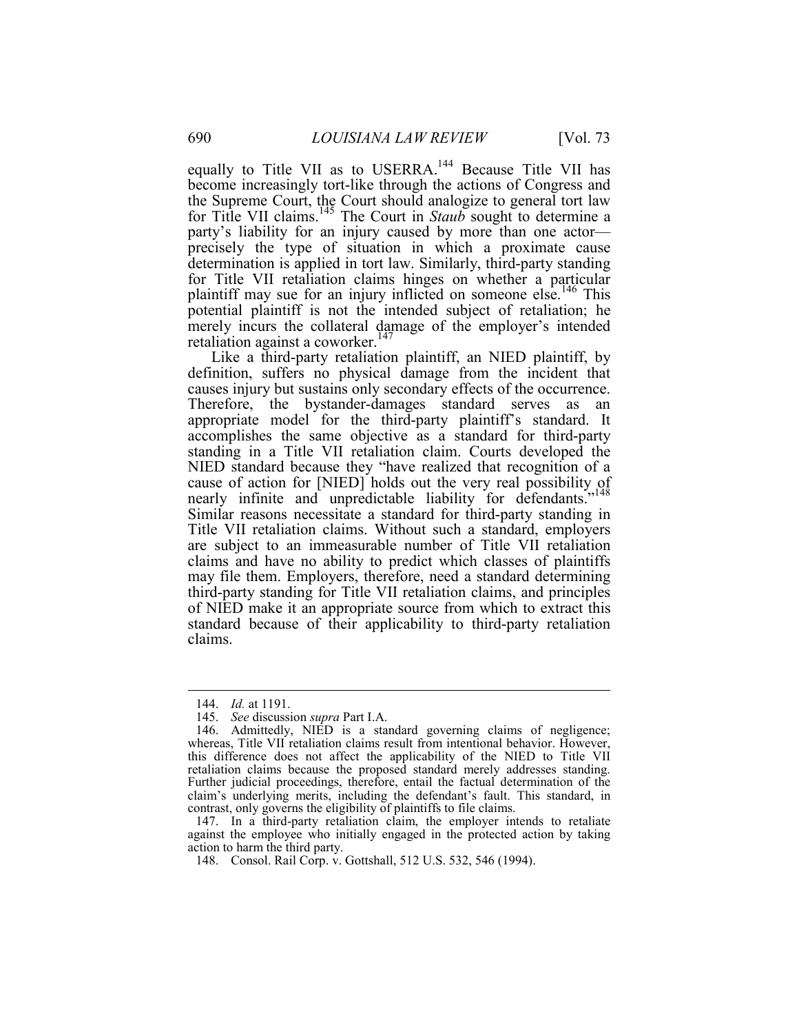equally to Title VII as to USERRA.[144] Because Title VII has become increasingly tort-like through the actions of Congress and the Supreme Court, the Court should analogize to general tort law for Title VII claims.[145] The Court in *Staub* sought to determine a party's liability for an injury caused by more than one actor—precisely the type of situation in which a proximate cause determination is applied in tort law. Similarly, third-party standing for Title VII retaliation claims hinges on whether a particular plaintiff may sue for an injury inflicted on someone else.[146] This potential plaintiff is not the intended subject of retaliation; he merely incurs the collateral damage of the employer's intended retaliation against a coworker.[147]

Like a third-party retaliation plaintiff, an NIED plaintiff, by definition, suffers no physical damage from the incident that causes injury but sustains only secondary effects of the occurrence. Therefore, the bystander-damages standard serves as an appropriate model for the third-party plaintiff's standard. It accomplishes the same objective as a standard for third-party standing in a Title VII retaliation claim. Courts developed the NIED standard because they "have realized that recognition of a cause of action for [NIED] holds out the very real possibility of nearly infinite and unpredictable liability for defendants."[148] Similar reasons necessitate a standard for third-party standing in Title VII retaliation claims. Without such a standard, employers are subject to an immeasurable number of Title VII retaliation claims and have no ability to predict which classes of plaintiffs may file them. Employers, therefore, need a standard determining third-party standing for Title VII retaliation claims, and principles of NIED make it an appropriate source from which to extract this standard because of their applicability to third-party retaliation claims.

---

144. *Id.* at 1191.

145. *See* discussion *supra* Part I.A.

146. Admittedly, NIED is a standard governing claims of negligence; whereas, Title VII retaliation claims result from intentional behavior. However, this difference does not affect the applicability of the NIED to Title VII retaliation claims because the proposed standard merely addresses standing. Further judicial proceedings, therefore, entail the factual determination of the claim's underlying merits, including the defendant's fault. This standard, in contrast, only governs the eligibility of plaintiffs to file claims.

147. In a third-party retaliation claim, the employer intends to retaliate against the employee who initially engaged in the protected action by taking action to harm the third party.

148. Consol. Rail Corp. v. Gottshall, 512 U.S. 532, 546 (1994).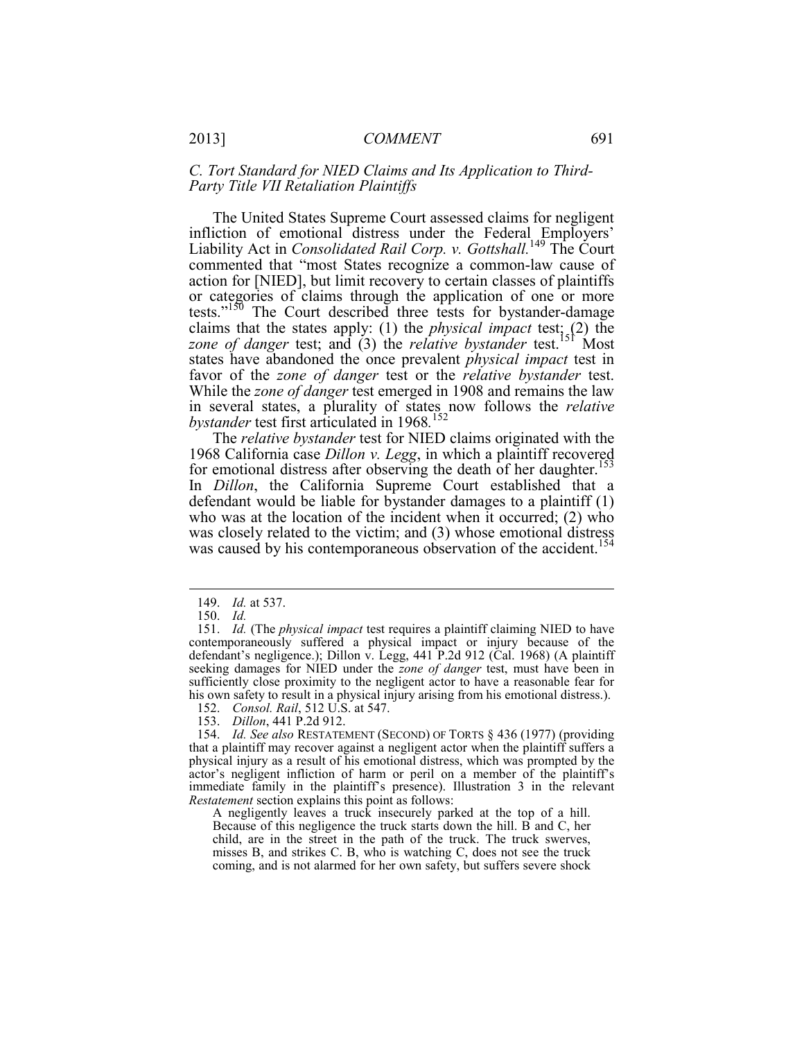### *C. Tort Standard for NIED Claims and Its Application to Third-Party Title VII Retaliation Plaintiffs*

The United States Supreme Court assessed claims for negligent infliction of emotional distress under the Federal Employers' Liability Act in *Consolidated Rail Corp. v. Gottshall.*[149] The Court commented that "most States recognize a common-law cause of action for [NIED], but limit recovery to certain classes of plaintiffs or categories of claims through the application of one or more tests."[150] The Court described three tests for bystander-damage claims that the states apply: (1) the *physical impact* test; (2) the *zone of danger* test; and (3) the *relative bystander* test.[151] Most states have abandoned the once prevalent *physical impact* test in favor of the *zone of danger* test or the *relative bystander* test. While the *zone of danger* test emerged in 1908 and remains the law in several states, a plurality of states now follows the *relative bystander* test first articulated in 1968.[152]

The *relative bystander* test for NIED claims originated with the 1968 California case *Dillon v. Legg*, in which a plaintiff recovered for emotional distress after observing the death of her daughter.[153] In *Dillon*, the California Supreme Court established that a defendant would be liable for bystander damages to a plaintiff (1) who was at the location of the incident when it occurred; (2) who was closely related to the victim; and (3) whose emotional distress was caused by his contemporaneous observation of the accident.[154]

---

149. *Id.* at 537.

150. *Id.*

151. *Id.* (The *physical impact* test requires a plaintiff claiming NIED to have contemporaneously suffered a physical impact or injury because of the defendant's negligence.); Dillon v. Legg, 441 P.2d 912 (Cal. 1968) (A plaintiff seeking damages for NIED under the *zone of danger* test, must have been in sufficiently close proximity to the negligent actor to have a reasonable fear for his own safety to result in a physical injury arising from his emotional distress.).

152. *Consol. Rail*, 512 U.S. at 547.

153. *Dillon*, 441 P.2d 912.

154. *Id. See also* RESTATEMENT (SECOND) OF TORTS § 436 (1977) (providing that a plaintiff may recover against a negligent actor when the plaintiff suffers a physical injury as a result of his emotional distress, which was prompted by the actor's negligent infliction of harm or peril on a member of the plaintiff's immediate family in the plaintiff's presence). Illustration 3 in the relevant *Restatement* section explains this point as follows:

> A negligently leaves a truck insecurely parked at the top of a hill. Because of this negligence the truck starts down the hill. B and C, her child, are in the street in the path of the truck. The truck swerves, misses B, and strikes C. B, who is watching C, does not see the truck coming, and is not alarmed for her own safety, but suffers severe shock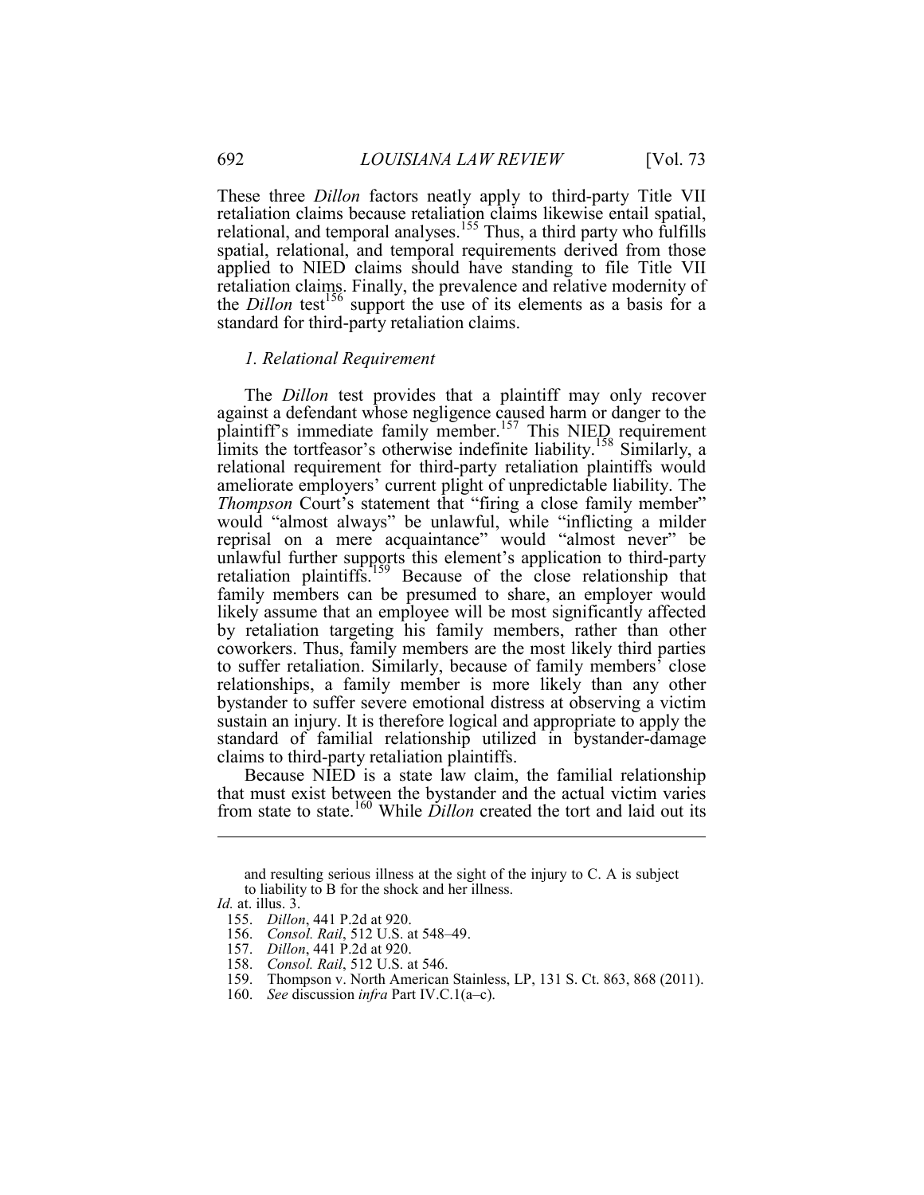These three *Dillon* factors neatly apply to third-party Title VII retaliation claims because retaliation claims likewise entail spatial, relational, and temporal analyses.[155] Thus, a third party who fulfills spatial, relational, and temporal requirements derived from those applied to NIED claims should have standing to file Title VII retaliation claims. Finally, the prevalence and relative modernity of the *Dillon* test[156] support the use of its elements as a basis for a standard for third-party retaliation claims.

### *1. Relational Requirement*

The *Dillon* test provides that a plaintiff may only recover against a defendant whose negligence caused harm or danger to the plaintiff's immediate family member.[157] This NIED requirement limits the tortfeasor's otherwise indefinite liability.[158] Similarly, a relational requirement for third-party retaliation plaintiffs would ameliorate employers' current plight of unpredictable liability. The *Thompson* Court's statement that "firing a close family member" would "almost always" be unlawful, while "inflicting a milder reprisal on a mere acquaintance" would "almost never" be unlawful further supports this element's application to third-party retaliation plaintiffs.[159] Because of the close relationship that family members can be presumed to share, an employer would likely assume that an employee will be most significantly affected by retaliation targeting his family members, rather than other coworkers. Thus, family members are the most likely third parties to suffer retaliation. Similarly, because of family members' close relationships, a family member is more likely than any other bystander to suffer severe emotional distress at observing a victim sustain an injury. It is therefore logical and appropriate to apply the standard of familial relationship utilized in bystander-damage claims to third-party retaliation plaintiffs.

Because NIED is a state law claim, the familial relationship that must exist between the bystander and the actual victim varies from state to state.[160] While *Dillon* created the tort and laid out its

---

and resulting serious illness at the sight of the injury to C. A is subject to liability to B for the shock and her illness.

*Id.* at. illus. 3.

155. *Dillon*, 441 P.2d at 920.
156. *Consol. Rail*, 512 U.S. at 548–49.
157. *Dillon*, 441 P.2d at 920.
158. *Consol. Rail*, 512 U.S. at 546.
159. Thompson v. North American Stainless, LP, 131 S. Ct. 863, 868 (2011).
160. *See* discussion *infra* Part IV.C.1(a–c).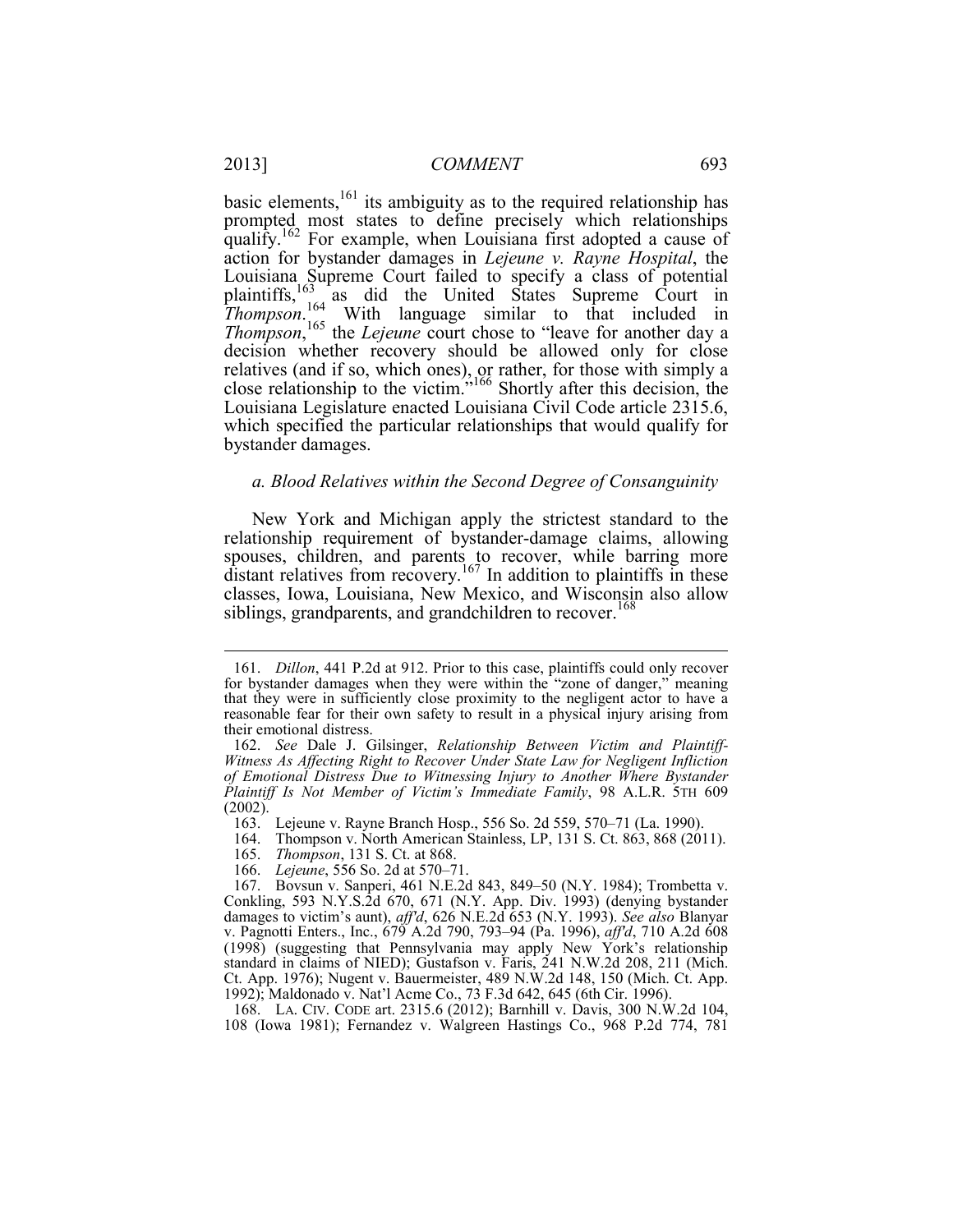basic elements,[161] its ambiguity as to the required relationship has prompted most states to define precisely which relationships qualify.[162] For example, when Louisiana first adopted a cause of action for bystander damages in *Lejeune v. Rayne Hospital*, the Louisiana Supreme Court failed to specify a class of potential plaintiffs,[163] as did the United States Supreme Court in *Thompson*.[164] With language similar to that included in *Thompson*,[165] the *Lejeune* court chose to "leave for another day a decision whether recovery should be allowed only for close relatives (and if so, which ones), or rather, for those with simply a close relationship to the victim."[166] Shortly after this decision, the Louisiana Legislature enacted Louisiana Civil Code article 2315.6, which specified the particular relationships that would qualify for bystander damages.

### *a. Blood Relatives within the Second Degree of Consanguinity*

New York and Michigan apply the strictest standard to the relationship requirement of bystander-damage claims, allowing spouses, children, and parents to recover, while barring more distant relatives from recovery.[167] In addition to plaintiffs in these classes, Iowa, Louisiana, New Mexico, and Wisconsin also allow siblings, grandparents, and grandchildren to recover.[168]

---

161. *Dillon*, 441 P.2d at 912. Prior to this case, plaintiffs could only recover for bystander damages when they were within the "zone of danger," meaning that they were in sufficiently close proximity to the negligent actor to have a reasonable fear for their own safety to result in a physical injury arising from their emotional distress.

162. *See* Dale J. Gilsinger, *Relationship Between Victim and Plaintiff-Witness As Affecting Right to Recover Under State Law for Negligent Infliction of Emotional Distress Due to Witnessing Injury to Another Where Bystander Plaintiff Is Not Member of Victim's Immediate Family*, 98 A.L.R. 5TH 609 (2002).

163. Lejeune v. Rayne Branch Hosp., 556 So. 2d 559, 570–71 (La. 1990).

164. Thompson v. North American Stainless, LP, 131 S. Ct. 863, 868 (2011).

165. *Thompson*, 131 S. Ct. at 868.

166. *Lejeune*, 556 So. 2d at 570–71.

167. Bovsun v. Sanperi, 461 N.E.2d 843, 849–50 (N.Y. 1984); Trombetta v. Conkling, 593 N.Y.S.2d 670, 671 (N.Y. App. Div. 1993) (denying bystander damages to victim's aunt), *aff'd*, 626 N.E.2d 653 (N.Y. 1993). *See also* Blanyar v. Pagnotti Enters., Inc., 679 A.2d 790, 793–94 (Pa. 1996), *aff'd*, 710 A.2d 608 (1998) (suggesting that Pennsylvania may apply New York's relationship standard in claims of NIED); Gustafson v. Faris, 241 N.W.2d 208, 211 (Mich. Ct. App. 1976); Nugent v. Bauermeister, 489 N.W.2d 148, 150 (Mich. Ct. App. 1992); Maldonado v. Nat'l Acme Co., 73 F.3d 642, 645 (6th Cir. 1996).

168. LA. CIV. CODE art. 2315.6 (2012); Barnhill v. Davis, 300 N.W.2d 104, 108 (Iowa 1981); Fernandez v. Walgreen Hastings Co., 968 P.2d 774, 781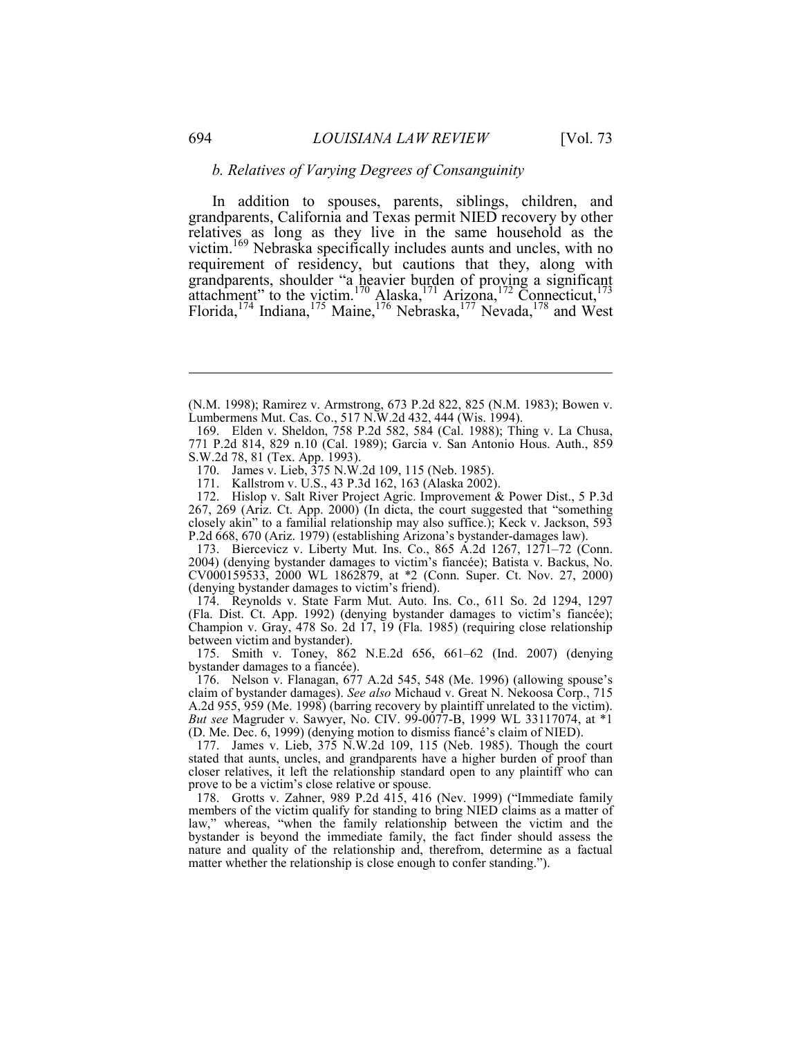### *b. Relatives of Varying Degrees of Consanguinity*

In addition to spouses, parents, siblings, children, and grandparents, California and Texas permit NIED recovery by other relatives as long as they live in the same household as the victim.[169] Nebraska specifically includes aunts and uncles, with no requirement of residency, but cautions that they, along with grandparents, shoulder "a heavier burden of proving a significant attachment" to the victim.[170] Alaska,[171] Arizona,[172] Connecticut,[173] Florida,[174] Indiana,[175] Maine,[176] Nebraska,[177] Nevada,[178] and West

---

(N.M. 1998); Ramirez v. Armstrong, 673 P.2d 822, 825 (N.M. 1983); Bowen v. Lumbermens Mut. Cas. Co., 517 N.W.2d 432, 444 (Wis. 1994).

169. Elden v. Sheldon, 758 P.2d 582, 584 (Cal. 1988); Thing v. La Chusa, 771 P.2d 814, 829 n.10 (Cal. 1989); Garcia v. San Antonio Hous. Auth., 859 S.W.2d 78, 81 (Tex. App. 1993).

170. James v. Lieb, 375 N.W.2d 109, 115 (Neb. 1985).

171. Kallstrom v. U.S., 43 P.3d 162, 163 (Alaska 2002).

172. Hislop v. Salt River Project Agric. Improvement & Power Dist., 5 P.3d 267, 269 (Ariz. Ct. App. 2000) (In dicta, the court suggested that "something closely akin" to a familial relationship may also suffice.); Keck v. Jackson, 593 P.2d 668, 670 (Ariz. 1979) (establishing Arizona's bystander-damages law).

173. Biercevicz v. Liberty Mut. Ins. Co., 865 A.2d 1267, 1271–72 (Conn. 2004) (denying bystander damages to victim's fiancée); Batista v. Backus, No. CV000159533, 2000 WL 1862879, at *2 (Conn. Super. Ct. Nov. 27, 2000) (denying bystander damages to victim's friend).

174. Reynolds v. State Farm Mut. Auto. Ins. Co., 611 So. 2d 1294, 1297 (Fla. Dist. Ct. App. 1992) (denying bystander damages to victim's fiancée); Champion v. Gray, 478 So. 2d 17, 19 (Fla. 1985) (requiring close relationship between victim and bystander).

175. Smith v. Toney, 862 N.E.2d 656, 661–62 (Ind. 2007) (denying bystander damages to a fiancée).

176. Nelson v. Flanagan, 677 A.2d 545, 548 (Me. 1996) (allowing spouse's claim of bystander damages). *See also* Michaud v. Great N. Nekoosa Corp., 715 A.2d 955, 959 (Me. 1998) (barring recovery by plaintiff unrelated to the victim). *But see* Magruder v. Sawyer, No. CIV. 99-0077-B, 1999 WL 33117074, at *1 (D. Me. Dec. 6, 1999) (denying motion to dismiss fiancé's claim of NIED).

177. James v. Lieb, 375 N.W.2d 109, 115 (Neb. 1985). Though the court stated that aunts, uncles, and grandparents have a higher burden of proof than closer relatives, it left the relationship standard open to any plaintiff who can prove to be a victim's close relative or spouse.

178. Grotts v. Zahner, 989 P.2d 415, 416 (Nev. 1999) ("Immediate family members of the victim qualify for standing to bring NIED claims as a matter of law," whereas, "when the family relationship between the victim and the bystander is beyond the immediate family, the fact finder should assess the nature and quality of the relationship and, therefrom, determine as a factual matter whether the relationship is close enough to confer standing.").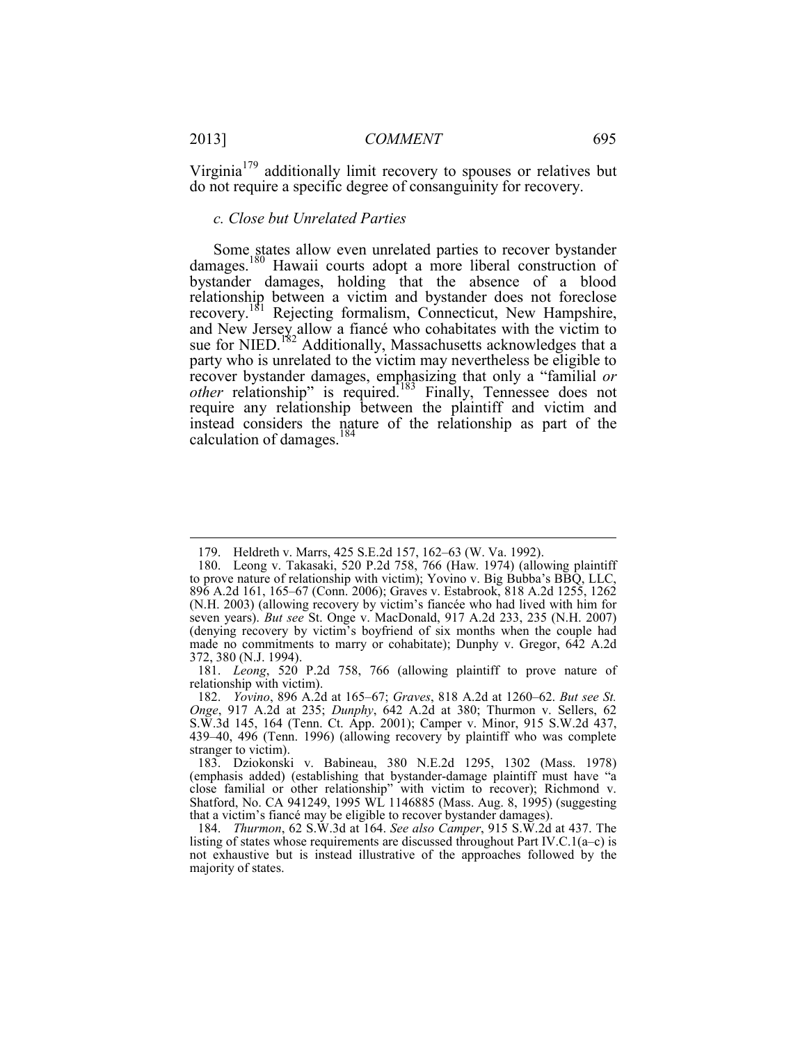Virginia[179] additionally limit recovery to spouses or relatives but do not require a specific degree of consanguinity for recovery.

### *c. Close but Unrelated Parties*

Some states allow even unrelated parties to recover bystander damages.[180] Hawaii courts adopt a more liberal construction of bystander damages, holding that the absence of a blood relationship between a victim and bystander does not foreclose recovery.[181] Rejecting formalism, Connecticut, New Hampshire, and New Jersey allow a fiancé who cohabitates with the victim to sue for NIED.[182] Additionally, Massachusetts acknowledges that a party who is unrelated to the victim may nevertheless be eligible to recover bystander damages, emphasizing that only a "familial *or other* relationship" is required.[183] Finally, Tennessee does not require any relationship between the plaintiff and victim and instead considers the nature of the relationship as part of the calculation of damages.[184]

---

179. Heldreth v. Marrs, 425 S.E.2d 157, 162–63 (W. Va. 1992).

180. Leong v. Takasaki, 520 P.2d 758, 766 (Haw. 1974) (allowing plaintiff to prove nature of relationship with victim); Yovino v. Big Bubba's BBQ, LLC, 896 A.2d 161, 165–67 (Conn. 2006); Graves v. Estabrook, 818 A.2d 1255, 1262 (N.H. 2003) (allowing recovery by victim's fiancée who had lived with him for seven years). *But see* St. Onge v. MacDonald, 917 A.2d 233, 235 (N.H. 2007) (denying recovery by victim's boyfriend of six months when the couple had made no commitments to marry or cohabitate); Dunphy v. Gregor, 642 A.2d 372, 380 (N.J. 1994).

181. *Leong*, 520 P.2d 758, 766 (allowing plaintiff to prove nature of relationship with victim).

182. *Yovino*, 896 A.2d at 165–67; *Graves*, 818 A.2d at 1260–62. *But see St. Onge*, 917 A.2d at 235; *Dunphy*, 642 A.2d at 380; Thurmon v. Sellers, 62 S.W.3d 145, 164 (Tenn. Ct. App. 2001); Camper v. Minor, 915 S.W.2d 437, 439–40, 496 (Tenn. 1996) (allowing recovery by plaintiff who was complete stranger to victim).

183. Dziokonski v. Babineau, 380 N.E.2d 1295, 1302 (Mass. 1978) (emphasis added) (establishing that bystander-damage plaintiff must have "a close familial or other relationship" with victim to recover); Richmond v. Shatford, No. CA 941249, 1995 WL 1146885 (Mass. Aug. 8, 1995) (suggesting that a victim's fiancé may be eligible to recover bystander damages).

184. *Thurmon*, 62 S.W.3d at 164. *See also Camper*, 915 S.W.2d at 437. The listing of states whose requirements are discussed throughout Part IV.C.1(a–c) is not exhaustive but is instead illustrative of the approaches followed by the majority of states.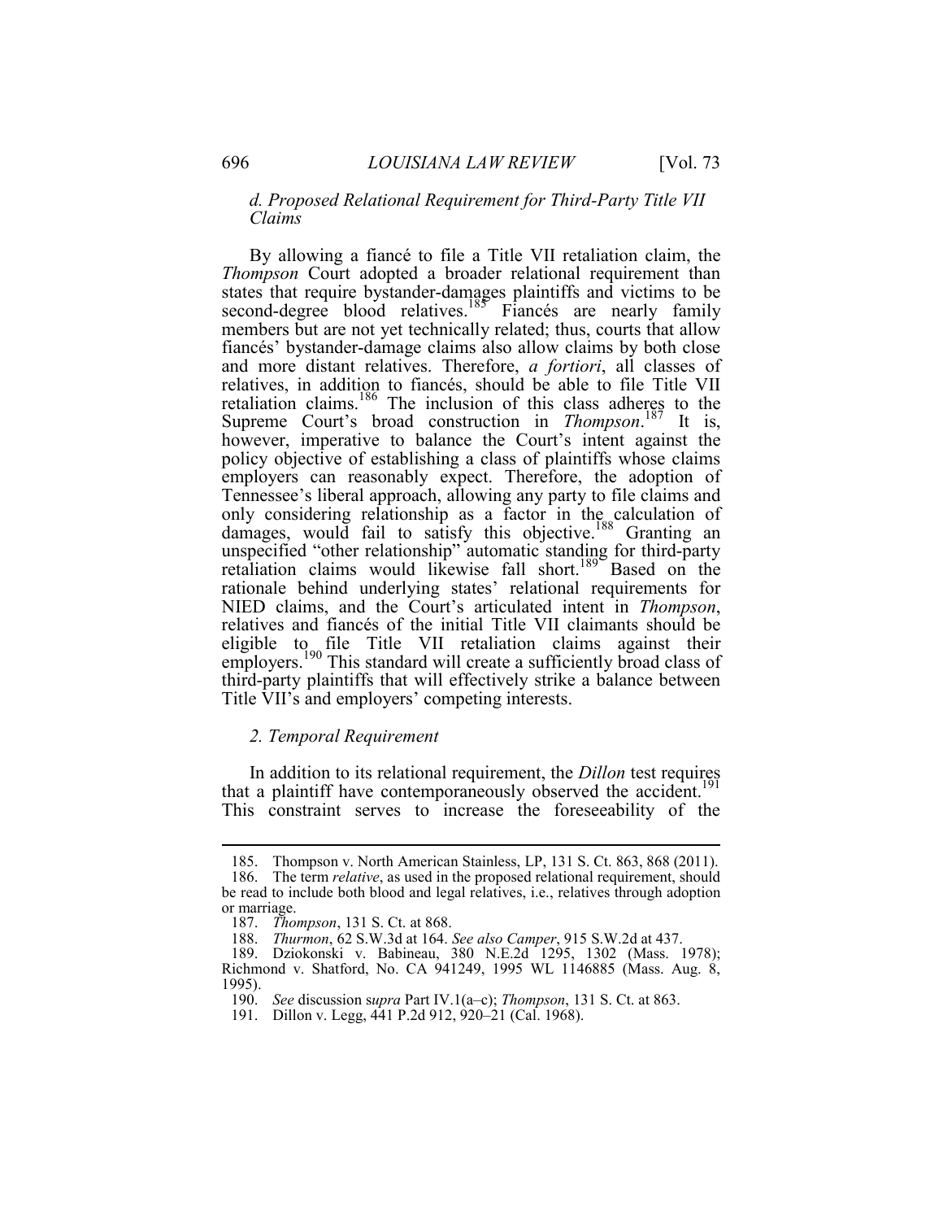### *d. Proposed Relational Requirement for Third-Party Title VII Claims*

By allowing a fiancé to file a Title VII retaliation claim, the *Thompson* Court adopted a broader relational requirement than states that require bystander-damages plaintiffs and victims to be second-degree blood relatives.[185] Fiancés are nearly family members but are not yet technically related; thus, courts that allow fiancés' bystander-damage claims also allow claims by both close and more distant relatives. Therefore, *a fortiori*, all classes of relatives, in addition to fiancés, should be able to file Title VII retaliation claims.[186] The inclusion of this class adheres to the Supreme Court's broad construction in *Thompson*.[187] It is, however, imperative to balance the Court's intent against the policy objective of establishing a class of plaintiffs whose claims employers can reasonably expect. Therefore, the adoption of Tennessee's liberal approach, allowing any party to file claims and only considering relationship as a factor in the calculation of damages, would fail to satisfy this objective.[188] Granting an unspecified "other relationship" automatic standing for third-party retaliation claims would likewise fall short.[189] Based on the rationale behind underlying states' relational requirements for NIED claims, and the Court's articulated intent in *Thompson*, relatives and fiancés of the initial Title VII claimants should be eligible to file Title VII retaliation claims against their employers.[190] This standard will create a sufficiently broad class of third-party plaintiffs that will effectively strike a balance between Title VII's and employers' competing interests.

## *2. Temporal Requirement*

In addition to its relational requirement, the *Dillon* test requires that a plaintiff have contemporaneously observed the accident.[191] This constraint serves to increase the foreseeability of the

---

185. Thompson v. North American Stainless, LP, 131 S. Ct. 863, 868 (2011).

186. The term *relative*, as used in the proposed relational requirement, should be read to include both blood and legal relatives, i.e., relatives through adoption or marriage.

187. *Thompson*, 131 S. Ct. at 868.

188. *Thurmon*, 62 S.W.3d at 164. *See also Camper*, 915 S.W.2d at 437.

189. Dziokonski v. Babineau, 380 N.E.2d 1295, 1302 (Mass. 1978); Richmond v. Shatford, No. CA 941249, 1995 WL 1146885 (Mass. Aug. 8, 1995).

190. *See* discussion s*upra* Part IV.1(a–c); *Thompson*, 131 S. Ct. at 863.

191. Dillon v. Legg, 441 P.2d 912, 920–21 (Cal. 1968).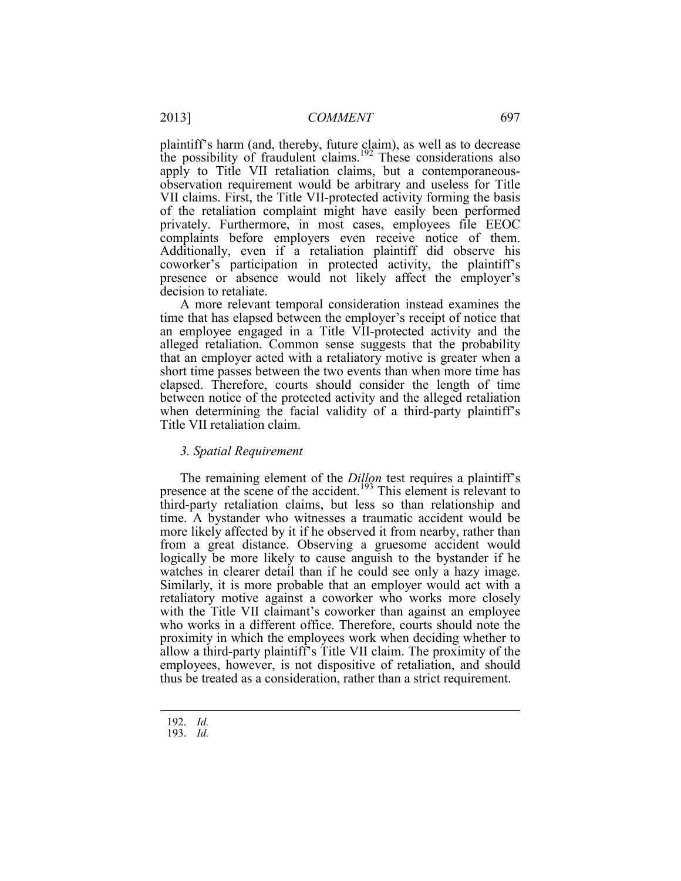plaintiff's harm (and, thereby, future claim), as well as to decrease the possibility of fraudulent claims.[192] These considerations also apply to Title VII retaliation claims, but a contemporaneous-observation requirement would be arbitrary and useless for Title VII claims. First, the Title VII-protected activity forming the basis of the retaliation complaint might have easily been performed privately. Furthermore, in most cases, employees file EEOC complaints before employers even receive notice of them. Additionally, even if a retaliation plaintiff did observe his coworker's participation in protected activity, the plaintiff's presence or absence would not likely affect the employer's decision to retaliate.

A more relevant temporal consideration instead examines the time that has elapsed between the employer's receipt of notice that an employee engaged in a Title VII-protected activity and the alleged retaliation. Common sense suggests that the probability that an employer acted with a retaliatory motive is greater when a short time passes between the two events than when more time has elapsed. Therefore, courts should consider the length of time between notice of the protected activity and the alleged retaliation when determining the facial validity of a third-party plaintiff's Title VII retaliation claim.

### *3. Spatial Requirement*

The remaining element of the *Dillon* test requires a plaintiff's presence at the scene of the accident.[193] This element is relevant to third-party retaliation claims, but less so than relationship and time. A bystander who witnesses a traumatic accident would be more likely affected by it if he observed it from nearby, rather than from a great distance. Observing a gruesome accident would logically be more likely to cause anguish to the bystander if he watches in clearer detail than if he could see only a hazy image. Similarly, it is more probable that an employer would act with a retaliatory motive against a coworker who works more closely with the Title VII claimant's coworker than against an employee who works in a different office. Therefore, courts should note the proximity in which the employees work when deciding whether to allow a third-party plaintiff's Title VII claim. The proximity of the employees, however, is not dispositive of retaliation, and should thus be treated as a consideration, rather than a strict requirement.

---

192. *Id.*

193. *Id.*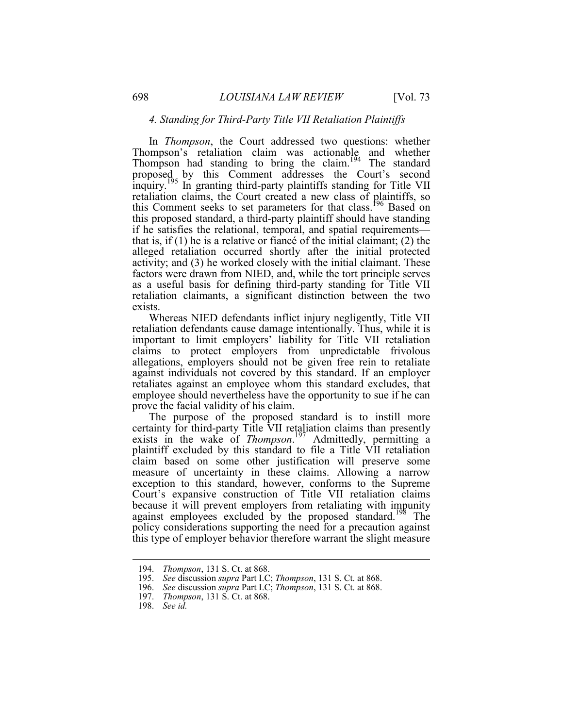#### *4. Standing for Third-Party Title VII Retaliation Plaintiffs*

In *Thompson*, the Court addressed two questions: whether Thompson's retaliation claim was actionable and whether Thompson had standing to bring the claim.[194] The standard proposed by this Comment addresses the Court's second inquiry.[195] In granting third-party plaintiffs standing for Title VII retaliation claims, the Court created a new class of plaintiffs, so this Comment seeks to set parameters for that class.[196] Based on this proposed standard, a third-party plaintiff should have standing if he satisfies the relational, temporal, and spatial requirements—that is, if (1) he is a relative or fiancé of the initial claimant; (2) the alleged retaliation occurred shortly after the initial protected activity; and (3) he worked closely with the initial claimant. These factors were drawn from NIED, and, while the tort principle serves as a useful basis for defining third-party standing for Title VII retaliation claimants, a significant distinction between the two exists.

Whereas NIED defendants inflict injury negligently, Title VII retaliation defendants cause damage intentionally. Thus, while it is important to limit employers' liability for Title VII retaliation claims to protect employers from unpredictable frivolous allegations, employers should not be given free rein to retaliate against individuals not covered by this standard. If an employer retaliates against an employee whom this standard excludes, that employee should nevertheless have the opportunity to sue if he can prove the facial validity of his claim.

The purpose of the proposed standard is to instill more certainty for third-party Title VII retaliation claims than presently exists in the wake of *Thompson*.[197] Admittedly, permitting a plaintiff excluded by this standard to file a Title VII retaliation claim based on some other justification will preserve some measure of uncertainty in these claims. Allowing a narrow exception to this standard, however, conforms to the Supreme Court's expansive construction of Title VII retaliation claims because it will prevent employers from retaliating with impunity against employees excluded by the proposed standard.[198] The policy considerations supporting the need for a precaution against this type of employer behavior therefore warrant the slight measure

---

194. *Thompson*, 131 S. Ct. at 868.

195. *See* discussion *supra* Part I.C; *Thompson*, 131 S. Ct. at 868.

196. *See* discussion *supra* Part I.C; *Thompson*, 131 S. Ct. at 868.

197. *Thompson*, 131 S. Ct. at 868.

198. *See id.*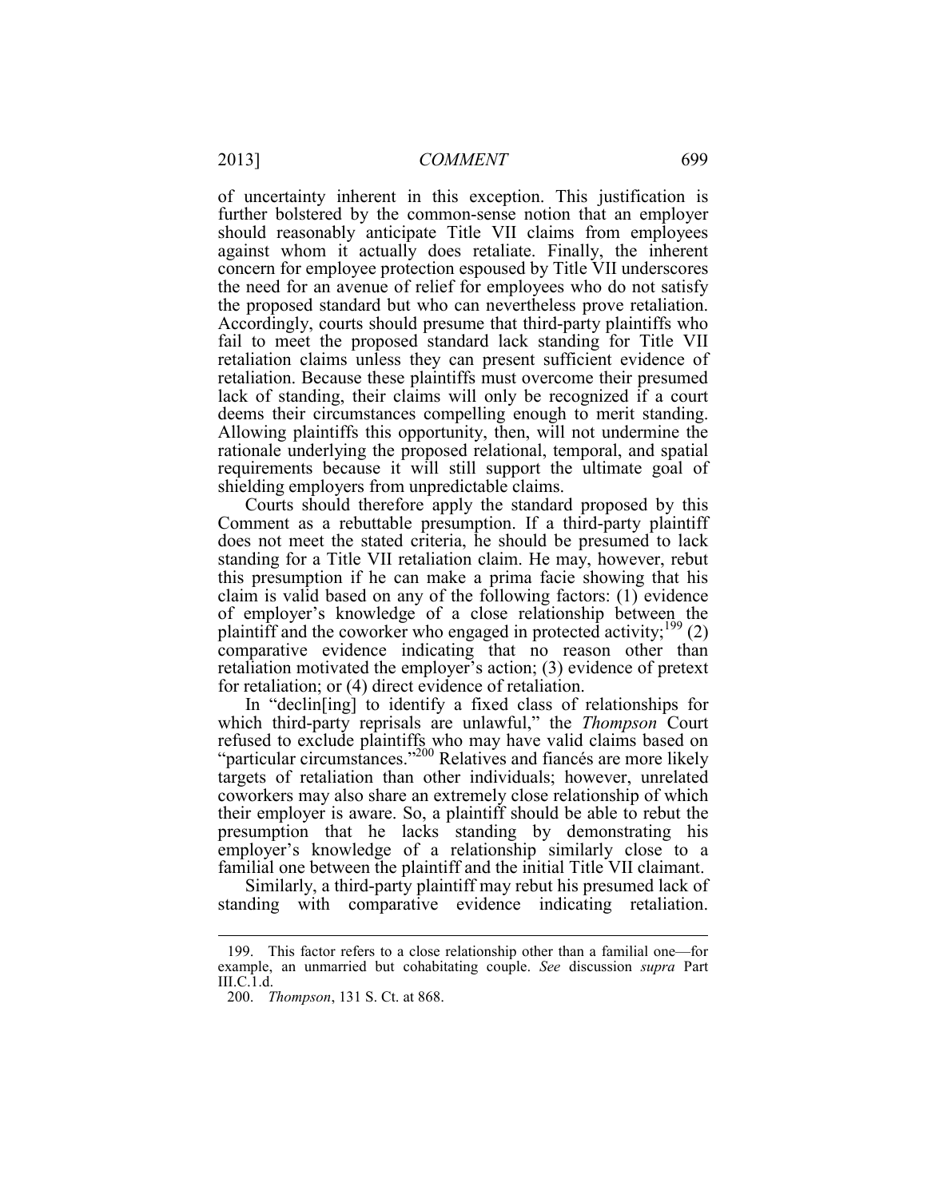of uncertainty inherent in this exception. This justification is further bolstered by the common-sense notion that an employer should reasonably anticipate Title VII claims from employees against whom it actually does retaliate. Finally, the inherent concern for employee protection espoused by Title VII underscores the need for an avenue of relief for employees who do not satisfy the proposed standard but who can nevertheless prove retaliation. Accordingly, courts should presume that third-party plaintiffs who fail to meet the proposed standard lack standing for Title VII retaliation claims unless they can present sufficient evidence of retaliation. Because these plaintiffs must overcome their presumed lack of standing, their claims will only be recognized if a court deems their circumstances compelling enough to merit standing. Allowing plaintiffs this opportunity, then, will not undermine the rationale underlying the proposed relational, temporal, and spatial requirements because it will still support the ultimate goal of shielding employers from unpredictable claims.

Courts should therefore apply the standard proposed by this Comment as a rebuttable presumption. If a third-party plaintiff does not meet the stated criteria, he should be presumed to lack standing for a Title VII retaliation claim. He may, however, rebut this presumption if he can make a prima facie showing that his claim is valid based on any of the following factors: (1) evidence of employer's knowledge of a close relationship between the plaintiff and the coworker who engaged in protected activity;[199] (2) comparative evidence indicating that no reason other than retaliation motivated the employer's action; (3) evidence of pretext for retaliation; or (4) direct evidence of retaliation.

In "declin[ing] to identify a fixed class of relationships for which third-party reprisals are unlawful," the *Thompson* Court refused to exclude plaintiffs who may have valid claims based on "particular circumstances."[200] Relatives and fiancés are more likely targets of retaliation than other individuals; however, unrelated coworkers may also share an extremely close relationship of which their employer is aware. So, a plaintiff should be able to rebut the presumption that he lacks standing by demonstrating his employer's knowledge of a relationship similarly close to a familial one between the plaintiff and the initial Title VII claimant.

Similarly, a third-party plaintiff may rebut his presumed lack of standing with comparative evidence indicating retaliation.

---

199. This factor refers to a close relationship other than a familial one—for example, an unmarried but cohabitating couple. *See* discussion *supra* Part III.C.1.d.

200. *Thompson*, 131 S. Ct. at 868.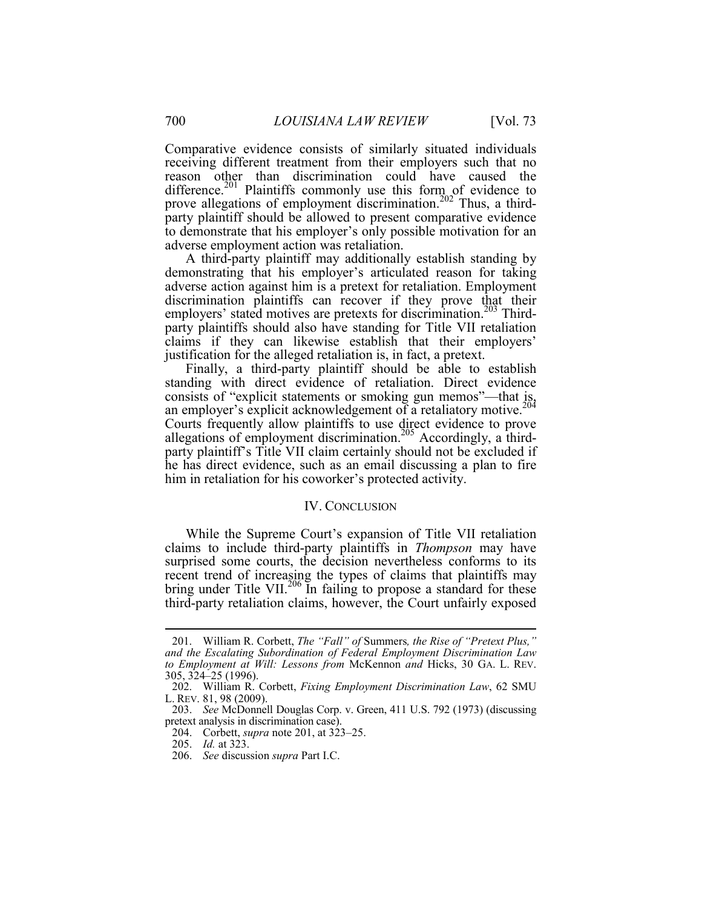Comparative evidence consists of similarly situated individuals receiving different treatment from their employers such that no reason other than discrimination could have caused the difference.[201] Plaintiffs commonly use this form of evidence to prove allegations of employment discrimination.[202] Thus, a third-party plaintiff should be allowed to present comparative evidence to demonstrate that his employer's only possible motivation for an adverse employment action was retaliation.

A third-party plaintiff may additionally establish standing by demonstrating that his employer's articulated reason for taking adverse action against him is a pretext for retaliation. Employment discrimination plaintiffs can recover if they prove that their employers' stated motives are pretexts for discrimination.[203] Third-party plaintiffs should also have standing for Title VII retaliation claims if they can likewise establish that their employers' justification for the alleged retaliation is, in fact, a pretext.

Finally, a third-party plaintiff should be able to establish standing with direct evidence of retaliation. Direct evidence consists of "explicit statements or smoking gun memos"—that is, an employer's explicit acknowledgement of a retaliatory motive.[204] Courts frequently allow plaintiffs to use direct evidence to prove allegations of employment discrimination.[205] Accordingly, a third-party plaintiff's Title VII claim certainly should not be excluded if he has direct evidence, such as an email discussing a plan to fire him in retaliation for his coworker's protected activity.

## IV. Conclusion

While the Supreme Court's expansion of Title VII retaliation claims to include third-party plaintiffs in *Thompson* may have surprised some courts, the decision nevertheless conforms to its recent trend of increasing the types of claims that plaintiffs may bring under Title VII.[206] In failing to propose a standard for these third-party retaliation claims, however, the Court unfairly exposed

---

201. William R. Corbett, *The "Fall" of* Summers*, the Rise of "Pretext Plus," and the Escalating Subordination of Federal Employment Discrimination Law to Employment at Will: Lessons from* McKennon *and* Hicks, 30 GA. L. REV. 305, 324–25 (1996).

202. William R. Corbett, *Fixing Employment Discrimination Law*, 62 SMU L. REV. 81, 98 (2009).

203. *See* McDonnell Douglas Corp. v. Green, 411 U.S. 792 (1973) (discussing pretext analysis in discrimination case).

204. Corbett, *supra* note 201, at 323–25.

205. *Id.* at 323.

206. *See* discussion *supra* Part I.C.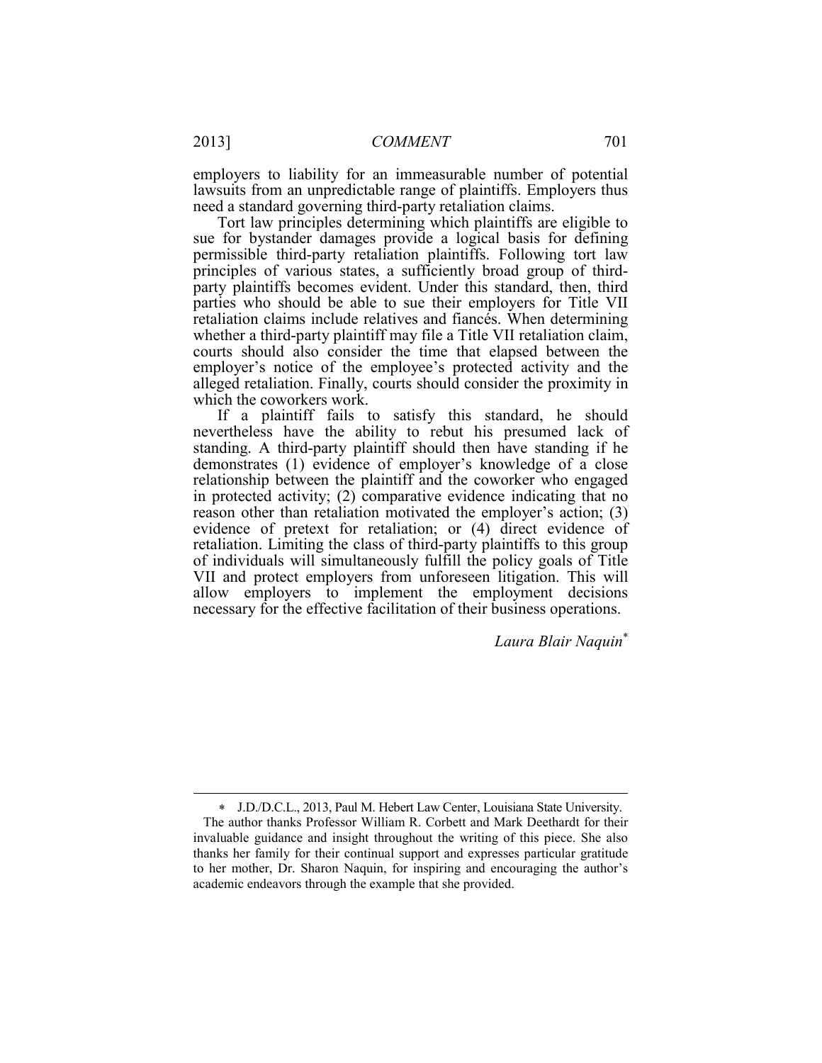employers to liability for an immeasurable number of potential lawsuits from an unpredictable range of plaintiffs. Employers thus need a standard governing third-party retaliation claims.

Tort law principles determining which plaintiffs are eligible to sue for bystander damages provide a logical basis for defining permissible third-party retaliation plaintiffs. Following tort law principles of various states, a sufficiently broad group of third-party plaintiffs becomes evident. Under this standard, then, third parties who should be able to sue their employers for Title VII retaliation claims include relatives and fiancés. When determining whether a third-party plaintiff may file a Title VII retaliation claim, courts should also consider the time that elapsed between the employer's notice of the employee's protected activity and the alleged retaliation. Finally, courts should consider the proximity in which the coworkers work.

If a plaintiff fails to satisfy this standard, he should nevertheless have the ability to rebut his presumed lack of standing. A third-party plaintiff should then have standing if he demonstrates (1) evidence of employer's knowledge of a close relationship between the plaintiff and the coworker who engaged in protected activity; (2) comparative evidence indicating that no reason other than retaliation motivated the employer's action; (3) evidence of pretext for retaliation; or (4) direct evidence of retaliation. Limiting the class of third-party plaintiffs to this group of individuals will simultaneously fulfill the policy goals of Title VII and protect employers from unforeseen litigation. This will allow employers to implement the employment decisions necessary for the effective facilitation of their business operations.

*Laura Blair Naquin*[*]

---

[*] J.D./D.C.L., 2013, Paul M. Hebert Law Center, Louisiana State University. The author thanks Professor William R. Corbett and Mark Deethardt for their invaluable guidance and insight throughout the writing of this piece. She also thanks her family for their continual support and expresses particular gratitude to her mother, Dr. Sharon Naquin, for inspiring and encouraging the author's academic endeavors through the example that she provided.